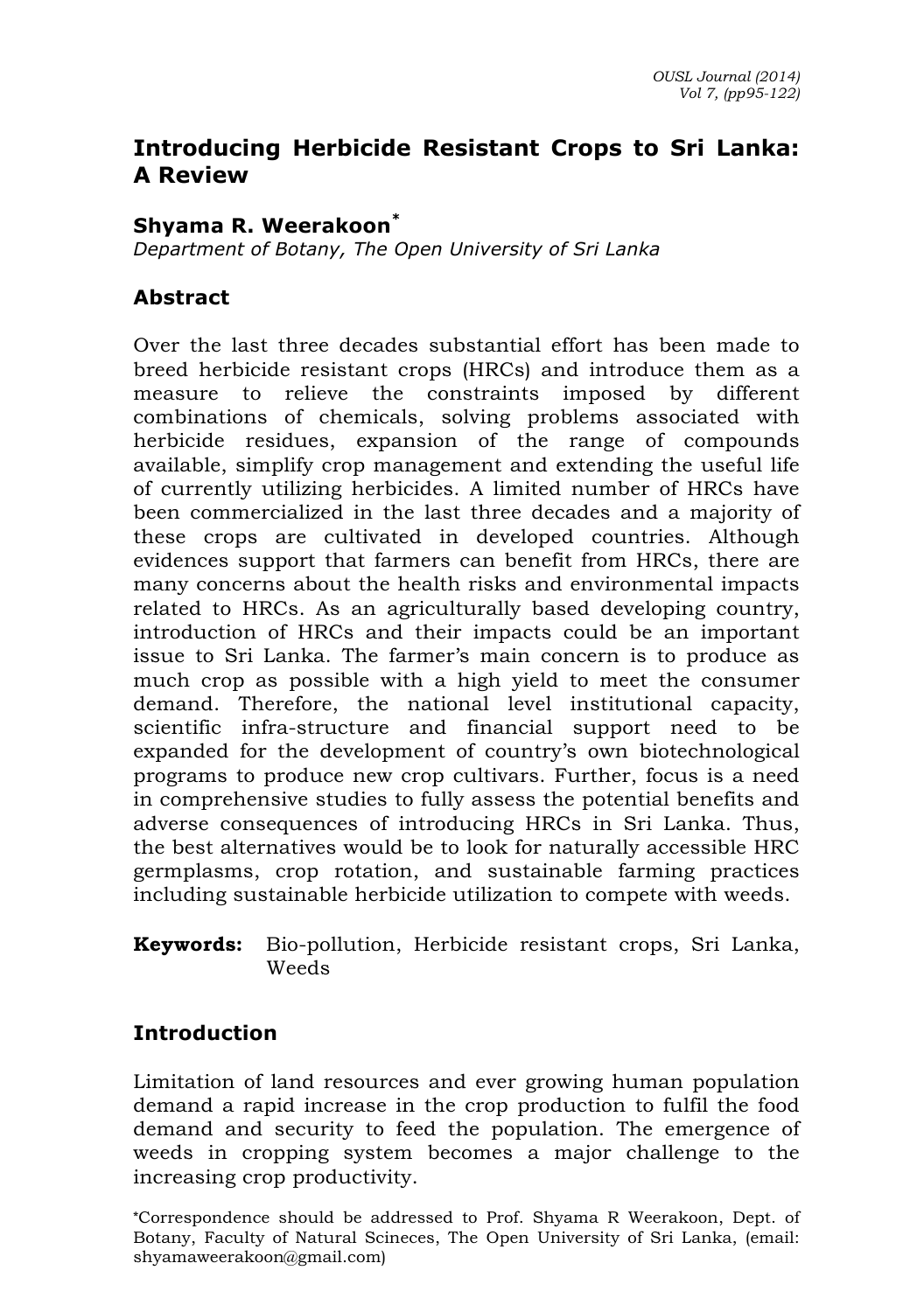# Introducing Herbicide Resistant Crops to Sri Lanka: A Review

**Shyama R. Weerakoon***

*Department of Botany, The Open University of Sri Lanka*

## Abstract

Over the last three decades substantial effort has been made to breed herbicide resistant crops (HRCs) and introduce them as a measure to relieve the constraints imposed by different combinations of chemicals, solving problems associated with herbicide residues, expansion of the range of compounds available, simplify crop management and extending the useful life of currently utilizing herbicides. A limited number of HRCs have been commercialized in the last three decades and a majority of these crops are cultivated in developed countries. Although evidences support that farmers can benefit from HRCs, there are many concerns about the health risks and environmental impacts related to HRCs. As an agriculturally based developing country, introduction of HRCs and their impacts could be an important issue to Sri Lanka. The farmer's main concern is to produce as much crop as possible with a high yield to meet the consumer demand. Therefore, the national level institutional capacity, scientific infra-structure and financial support need to be expanded for the development of country's own biotechnological programs to produce new crop cultivars. Further, focus is a need in comprehensive studies to fully assess the potential benefits and adverse consequences of introducing HRCs in Sri Lanka. Thus, the best alternatives would be to look for naturally accessible HRC germplasms, crop rotation, and sustainable farming practices including sustainable herbicide utilization to compete with weeds.

**Keywords:** Bio-pollution, Herbicide resistant crops, Sri Lanka, Weeds

## Introduction

Limitation of land resources and ever growing human population demand a rapid increase in the crop production to fulfil the food demand and security to feed the population. The emergence of weeds in cropping system becomes a major challenge to the increasing crop productivity.

*Correspondence should be addressed to Prof. Shyama R Weerakoon, Dept. of Botany, Faculty of Natural Scineces, The Open University of Sri Lanka, (email: shyamaweerakoon@gmail.com)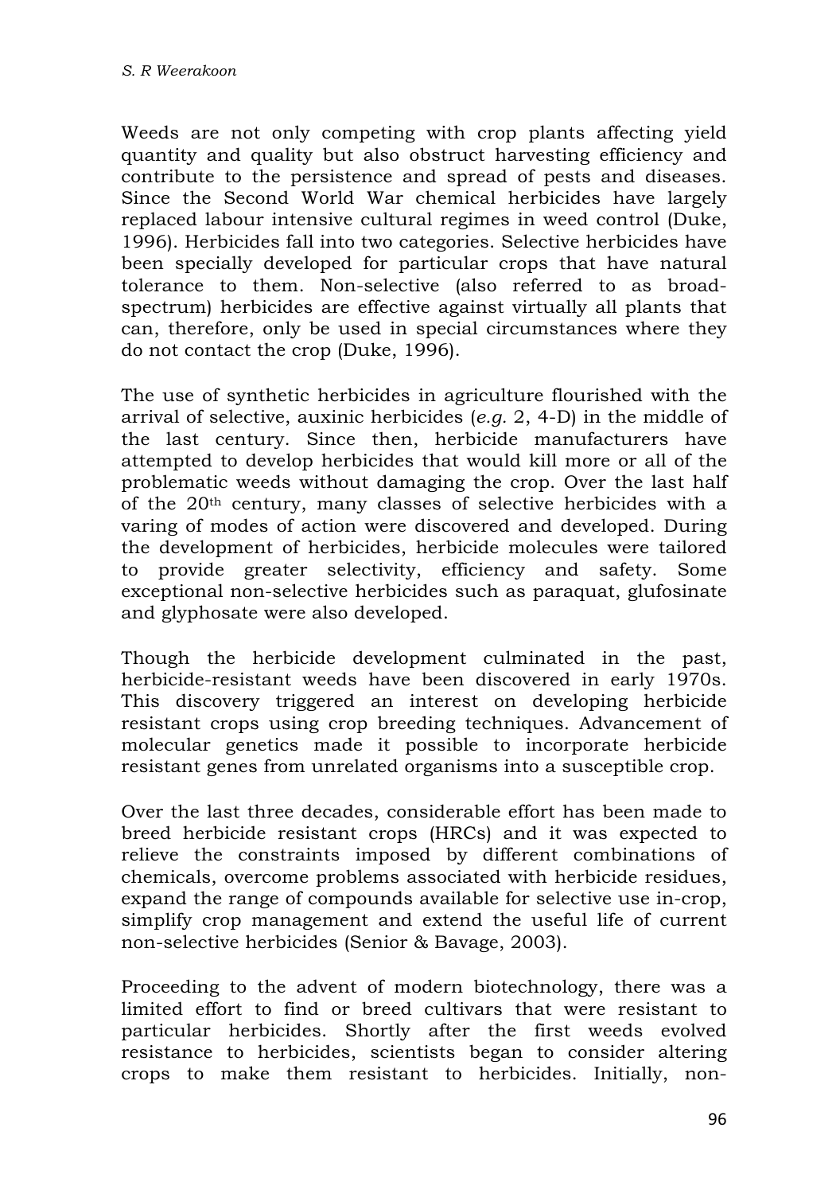Weeds are not only competing with crop plants affecting yield quantity and quality but also obstruct harvesting efficiency and contribute to the persistence and spread of pests and diseases. Since the Second World War chemical herbicides have largely replaced labour intensive cultural regimes in weed control (Duke, 1996). Herbicides fall into two categories. Selective herbicides have been specially developed for particular crops that have natural tolerance to them. Non-selective (also referred to as broad-spectrum) herbicides are effective against virtually all plants that can, therefore, only be used in special circumstances where they do not contact the crop (Duke, 1996).

The use of synthetic herbicides in agriculture flourished with the arrival of selective, auxinic herbicides (*e.g.* 2, 4-D) in the middle of the last century. Since then, herbicide manufacturers have attempted to develop herbicides that would kill more or all of the problematic weeds without damaging the crop. Over the last half of the 20th century, many classes of selective herbicides with a varing of modes of action were discovered and developed. During the development of herbicides, herbicide molecules were tailored to provide greater selectivity, efficiency and safety. Some exceptional non-selective herbicides such as paraquat, glufosinate and glyphosate were also developed.

Though the herbicide development culminated in the past, herbicide-resistant weeds have been discovered in early 1970s. This discovery triggered an interest on developing herbicide resistant crops using crop breeding techniques. Advancement of molecular genetics made it possible to incorporate herbicide resistant genes from unrelated organisms into a susceptible crop.

Over the last three decades, considerable effort has been made to breed herbicide resistant crops (HRCs) and it was expected to relieve the constraints imposed by different combinations of chemicals, overcome problems associated with herbicide residues, expand the range of compounds available for selective use in-crop, simplify crop management and extend the useful life of current non-selective herbicides (Senior & Bavage, 2003).

Proceeding to the advent of modern biotechnology, there was a limited effort to find or breed cultivars that were resistant to particular herbicides. Shortly after the first weeds evolved resistance to herbicides, scientists began to consider altering crops to make them resistant to herbicides. Initially, non-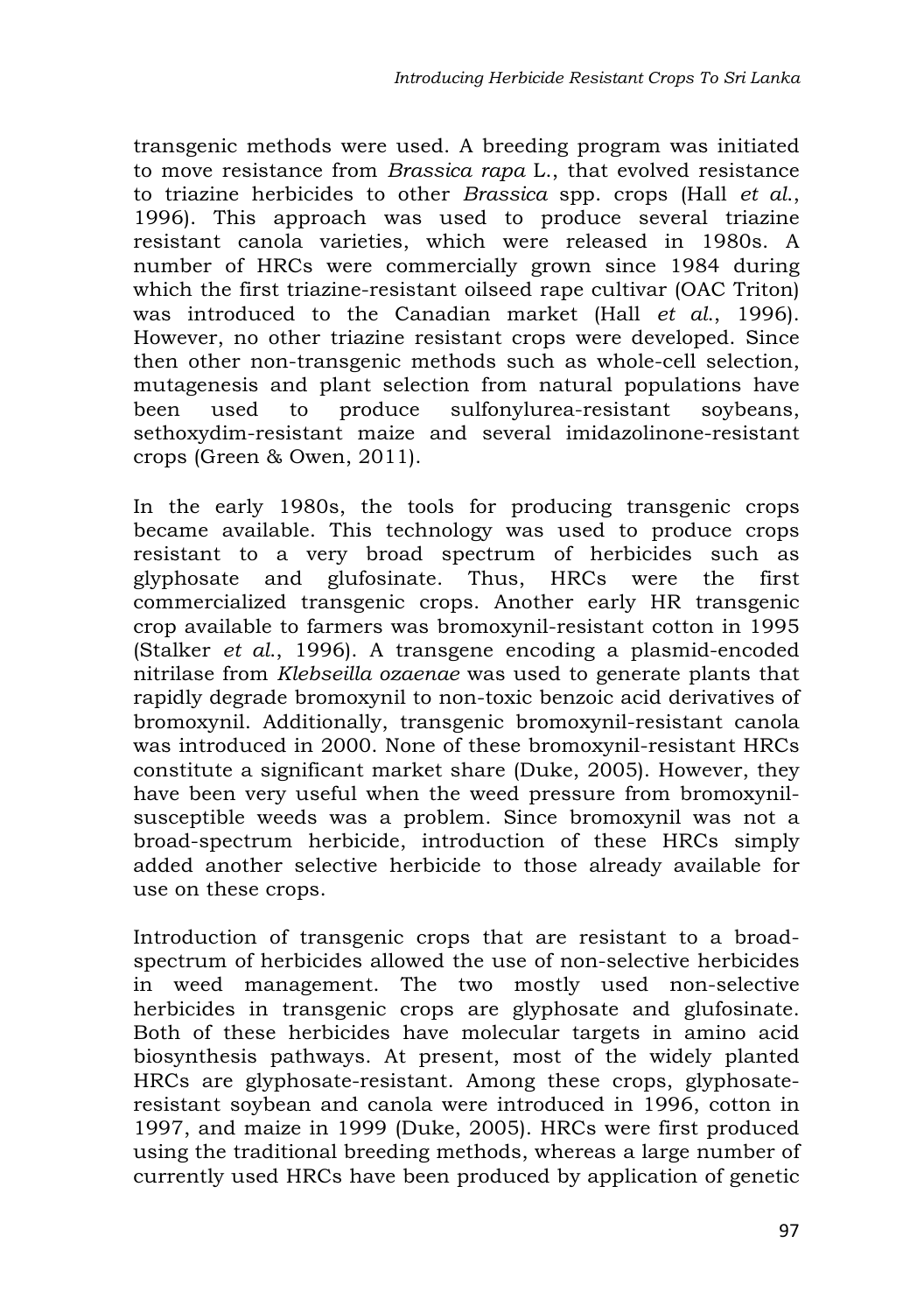transgenic methods were used. A breeding program was initiated to move resistance from *Brassica rapa* L., that evolved resistance to triazine herbicides to other *Brassica* spp. crops (Hall *et al*., 1996). This approach was used to produce several triazine resistant canola varieties, which were released in 1980s. A number of HRCs were commercially grown since 1984 during which the first triazine-resistant oilseed rape cultivar (OAC Triton) was introduced to the Canadian market (Hall *et al*., 1996). However, no other triazine resistant crops were developed. Since then other non-transgenic methods such as whole-cell selection, mutagenesis and plant selection from natural populations have been used to produce sulfonylurea-resistant soybeans, sethoxydim-resistant maize and several imidazolinone-resistant crops (Green & Owen, 2011).

In the early 1980s, the tools for producing transgenic crops became available. This technology was used to produce crops resistant to a very broad spectrum of herbicides such as glyphosate and glufosinate. Thus, HRCs were the first commercialized transgenic crops. Another early HR transgenic crop available to farmers was bromoxynil-resistant cotton in 1995 (Stalker *et al*., 1996). A transgene encoding a plasmid-encoded nitrilase from *Klebseilla ozaenae* was used to generate plants that rapidly degrade bromoxynil to non-toxic benzoic acid derivatives of bromoxynil. Additionally, transgenic bromoxynil-resistant canola was introduced in 2000. None of these bromoxynil-resistant HRCs constitute a significant market share (Duke, 2005). However, they have been very useful when the weed pressure from bromoxynil-susceptible weeds was a problem. Since bromoxynil was not a broad-spectrum herbicide, introduction of these HRCs simply added another selective herbicide to those already available for use on these crops.

Introduction of transgenic crops that are resistant to a broad-spectrum of herbicides allowed the use of non-selective herbicides in weed management. The two mostly used non-selective herbicides in transgenic crops are glyphosate and glufosinate. Both of these herbicides have molecular targets in amino acid biosynthesis pathways. At present, most of the widely planted HRCs are glyphosate-resistant. Among these crops, glyphosate-resistant soybean and canola were introduced in 1996, cotton in 1997, and maize in 1999 (Duke, 2005). HRCs were first produced using the traditional breeding methods, whereas a large number of currently used HRCs have been produced by application of genetic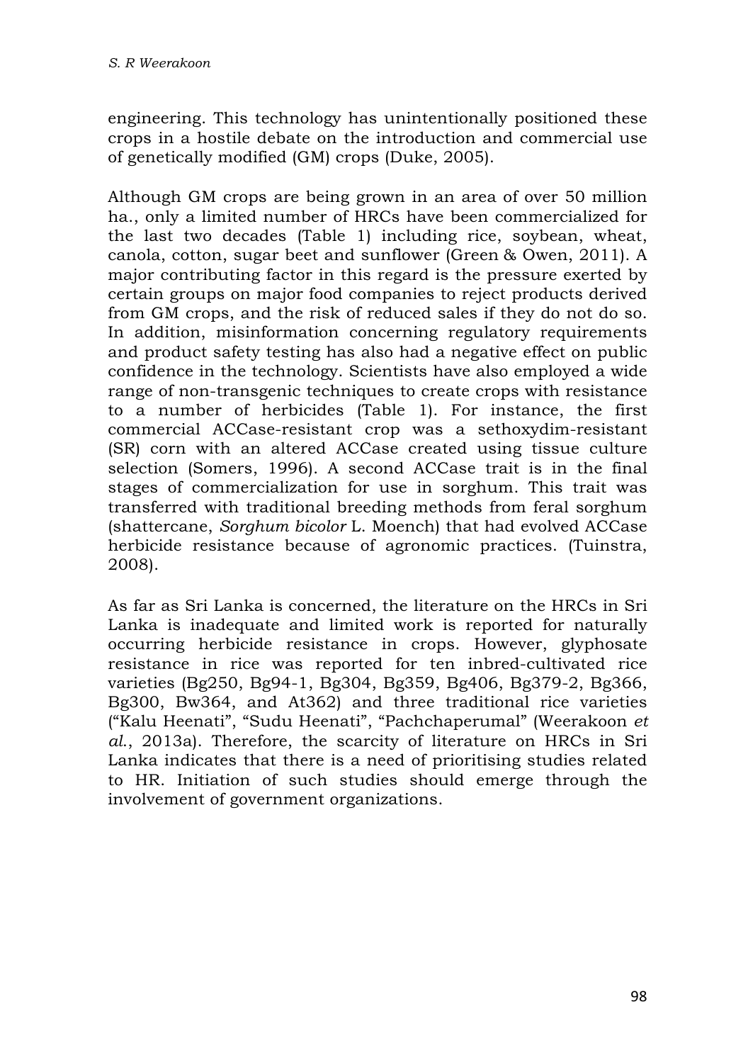engineering. This technology has unintentionally positioned these crops in a hostile debate on the introduction and commercial use of genetically modified (GM) crops (Duke, 2005).

Although GM crops are being grown in an area of over 50 million ha., only a limited number of HRCs have been commercialized for the last two decades (Table 1) including rice, soybean, wheat, canola, cotton, sugar beet and sunflower (Green & Owen, 2011). A major contributing factor in this regard is the pressure exerted by certain groups on major food companies to reject products derived from GM crops, and the risk of reduced sales if they do not do so. In addition, misinformation concerning regulatory requirements and product safety testing has also had a negative effect on public confidence in the technology. Scientists have also employed a wide range of non-transgenic techniques to create crops with resistance to a number of herbicides (Table 1). For instance, the first commercial ACCase-resistant crop was a sethoxydim-resistant (SR) corn with an altered ACCase created using tissue culture selection (Somers, 1996). A second ACCase trait is in the final stages of commercialization for use in sorghum. This trait was transferred with traditional breeding methods from feral sorghum (shattercane, *Sorghum bicolor* L. Moench) that had evolved ACCase herbicide resistance because of agronomic practices. (Tuinstra, 2008).

As far as Sri Lanka is concerned, the literature on the HRCs in Sri Lanka is inadequate and limited work is reported for naturally occurring herbicide resistance in crops. However, glyphosate resistance in rice was reported for ten inbred-cultivated rice varieties (Bg250, Bg94-1, Bg304, Bg359, Bg406, Bg379-2, Bg366, Bg300, Bw364, and At362) and three traditional rice varieties ("Kalu Heenati", "Sudu Heenati", "Pachchaperumal" (Weerakoon *et al.*, 2013a). Therefore, the scarcity of literature on HRCs in Sri Lanka indicates that there is a need of prioritising studies related to HR. Initiation of such studies should emerge through the involvement of government organizations.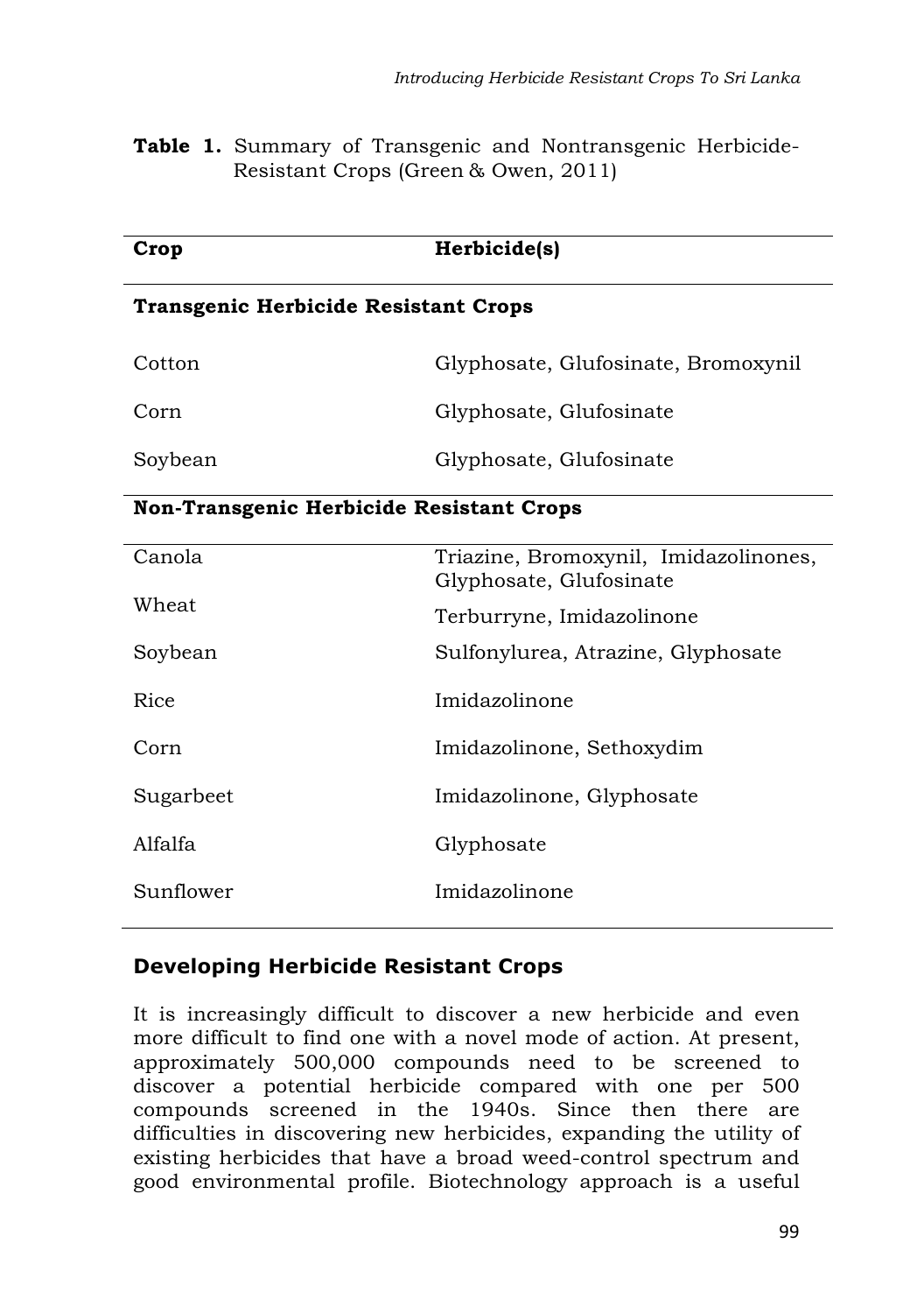**Table 1.** Summary of Transgenic and Nontransgenic Herbicide-Resistant Crops (Green & Owen, 2011)

| Crop | Herbicide(s) |
|---|---|
| **Transgenic Herbicide Resistant Crops** | |
| Cotton | Glyphosate, Glufosinate, Bromoxynil |
| Corn | Glyphosate, Glufosinate |
| Soybean | Glyphosate, Glufosinate |
| **Non-Transgenic Herbicide Resistant Crops** | |
| Canola | Triazine, Bromoxynil, Imidazolinones, Glyphosate, Glufosinate |
| Wheat | Terburryne, Imidazolinone |
| Soybean | Sulfonylurea, Atrazine, Glyphosate |
| Rice | Imidazolinone |
| Corn | Imidazolinone, Sethoxydim |
| Sugarbeet | Imidazolinone, Glyphosate |
| Alfalfa | Glyphosate |
| Sunflower | Imidazolinone |

## Developing Herbicide Resistant Crops

It is increasingly difficult to discover a new herbicide and even more difficult to find one with a novel mode of action. At present, approximately 500,000 compounds need to be screened to discover a potential herbicide compared with one per 500 compounds screened in the 1940s. Since then there are difficulties in discovering new herbicides, expanding the utility of existing herbicides that have a broad weed-control spectrum and good environmental profile. Biotechnology approach is a useful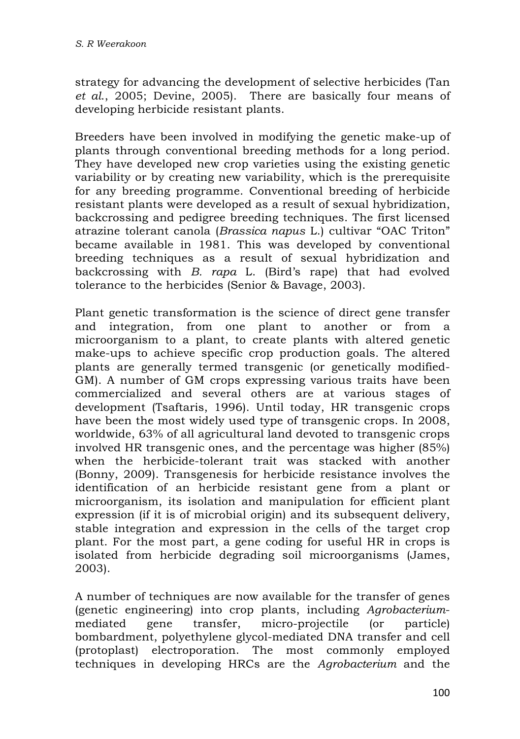strategy for advancing the development of selective herbicides (Tan *et al*., 2005; Devine, 2005). There are basically four means of developing herbicide resistant plants.

Breeders have been involved in modifying the genetic make-up of plants through conventional breeding methods for a long period. They have developed new crop varieties using the existing genetic variability or by creating new variability, which is the prerequisite for any breeding programme. Conventional breeding of herbicide resistant plants were developed as a result of sexual hybridization, backcrossing and pedigree breeding techniques. The first licensed atrazine tolerant canola (*Brassica napus* L.) cultivar "OAC Triton" became available in 1981. This was developed by conventional breeding techniques as a result of sexual hybridization and backcrossing with *B. rapa* L. (Bird's rape) that had evolved tolerance to the herbicides (Senior & Bavage, 2003).

Plant genetic transformation is the science of direct gene transfer and integration, from one plant to another or from a microorganism to a plant, to create plants with altered genetic make-ups to achieve specific crop production goals. The altered plants are generally termed transgenic (or genetically modified-GM). A number of GM crops expressing various traits have been commercialized and several others are at various stages of development (Tsaftaris, 1996). Until today, HR transgenic crops have been the most widely used type of transgenic crops. In 2008, worldwide, 63% of all agricultural land devoted to transgenic crops involved HR transgenic ones, and the percentage was higher (85%) when the herbicide-tolerant trait was stacked with another (Bonny, 2009). Transgenesis for herbicide resistance involves the identification of an herbicide resistant gene from a plant or microorganism, its isolation and manipulation for efficient plant expression (if it is of microbial origin) and its subsequent delivery, stable integration and expression in the cells of the target crop plant. For the most part, a gene coding for useful HR in crops is isolated from herbicide degrading soil microorganisms (James, 2003).

A number of techniques are now available for the transfer of genes (genetic engineering) into crop plants, including *Agrobacterium*-mediated gene transfer, micro-projectile (or particle) bombardment, polyethylene glycol-mediated DNA transfer and cell (protoplast) electroporation. The most commonly employed techniques in developing HRCs are the *Agrobacterium* and the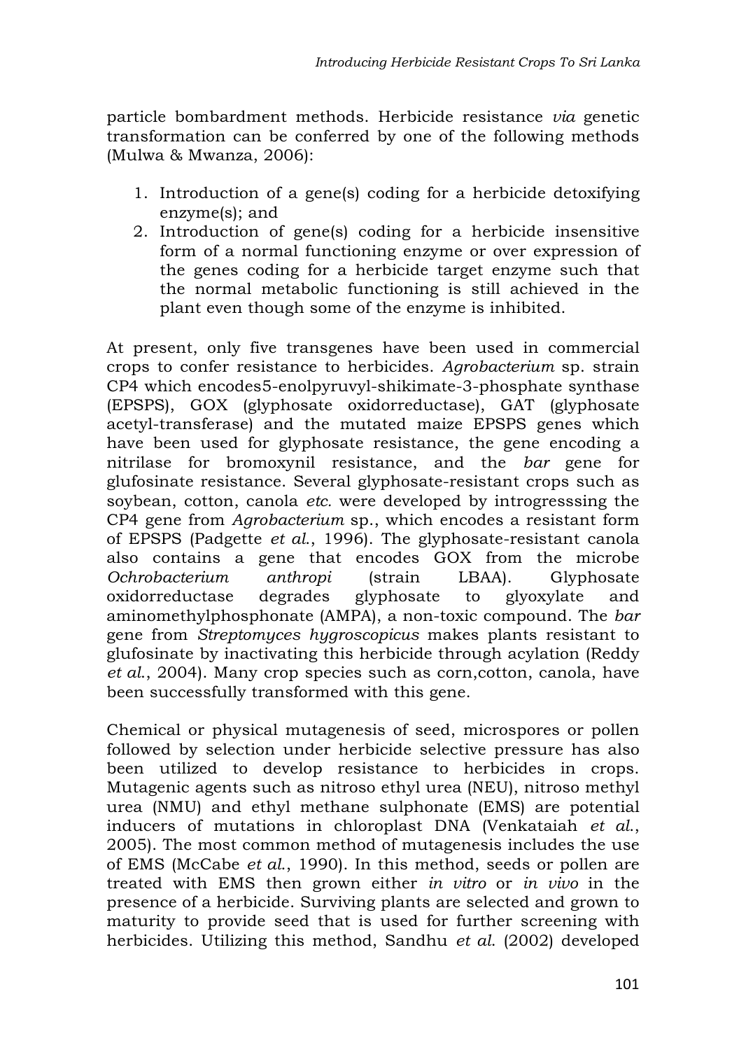particle bombardment methods. Herbicide resistance *via* genetic transformation can be conferred by one of the following methods (Mulwa & Mwanza, 2006):

1. Introduction of a gene(s) coding for a herbicide detoxifying enzyme(s); and
2. Introduction of gene(s) coding for a herbicide insensitive form of a normal functioning enzyme or over expression of the genes coding for a herbicide target enzyme such that the normal metabolic functioning is still achieved in the plant even though some of the enzyme is inhibited.

At present, only five transgenes have been used in commercial crops to confer resistance to herbicides. *Agrobacterium* sp. strain CP4 which encodes5-enolpyruvyl-shikimate-3-phosphate synthase (EPSPS), GOX (glyphosate oxidorreductase), GAT (glyphosate acetyl-transferase) and the mutated maize EPSPS genes which have been used for glyphosate resistance, the gene encoding a nitrilase for bromoxynil resistance, and the *bar* gene for glufosinate resistance. Several glyphosate-resistant crops such as soybean, cotton, canola *etc.* were developed by introgresssing the CP4 gene from *Agrobacterium* sp., which encodes a resistant form of EPSPS (Padgette *et al.*, 1996). The glyphosate-resistant canola also contains a gene that encodes GOX from the microbe *Ochrobacterium anthropi* (strain LBAA). Glyphosate oxidorreductase degrades glyphosate to glyoxylate and aminomethylphosphonate (AMPA), a non-toxic compound. The *bar* gene from *Streptomyces hygroscopicus* makes plants resistant to glufosinate by inactivating this herbicide through acylation (Reddy *et al.*, 2004). Many crop species such as corn,cotton, canola, have been successfully transformed with this gene.

Chemical or physical mutagenesis of seed, microspores or pollen followed by selection under herbicide selective pressure has also been utilized to develop resistance to herbicides in crops. Mutagenic agents such as nitroso ethyl urea (NEU), nitroso methyl urea (NMU) and ethyl methane sulphonate (EMS) are potential inducers of mutations in chloroplast DNA (Venkataiah *et al.*, 2005). The most common method of mutagenesis includes the use of EMS (McCabe *et al.*, 1990). In this method, seeds or pollen are treated with EMS then grown either *in vitro* or *in vivo* in the presence of a herbicide. Surviving plants are selected and grown to maturity to provide seed that is used for further screening with herbicides. Utilizing this method, Sandhu *et al.* (2002) developed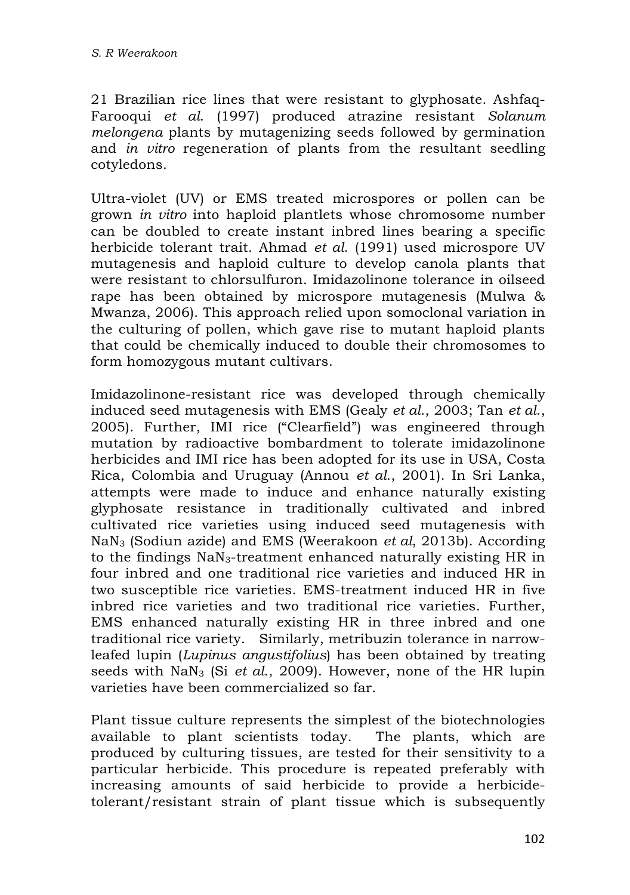21 Brazilian rice lines that were resistant to glyphosate. Ashfaq-Farooqui *et al*. (1997) produced atrazine resistant *Solanum melongena* plants by mutagenizing seeds followed by germination and *in vitro* regeneration of plants from the resultant seedling cotyledons.

Ultra-violet (UV) or EMS treated microspores or pollen can be grown *in vitro* into haploid plantlets whose chromosome number can be doubled to create instant inbred lines bearing a specific herbicide tolerant trait. Ahmad *et al*. (1991) used microspore UV mutagenesis and haploid culture to develop canola plants that were resistant to chlorsulfuron. Imidazolinone tolerance in oilseed rape has been obtained by microspore mutagenesis (Mulwa & Mwanza, 2006). This approach relied upon somoclonal variation in the culturing of pollen, which gave rise to mutant haploid plants that could be chemically induced to double their chromosomes to form homozygous mutant cultivars.

Imidazolinone-resistant rice was developed through chemically induced seed mutagenesis with EMS (Gealy *et al*., 2003; Tan *et al*., 2005). Further, IMI rice ("Clearfield") was engineered through mutation by radioactive bombardment to tolerate imidazolinone herbicides and IMI rice has been adopted for its use in USA, Costa Rica, Colombia and Uruguay (Annou *et al*., 2001). In Sri Lanka, attempts were made to induce and enhance naturally existing glyphosate resistance in traditionally cultivated and inbred cultivated rice varieties using induced seed mutagenesis with $NaN_3$ (Sodiun azide) and EMS (Weerakoon *et al*, 2013b). According to the findings $NaN_3$-treatment enhanced naturally existing HR in four inbred and one traditional rice varieties and induced HR in two susceptible rice varieties. EMS-treatment induced HR in five inbred rice varieties and two traditional rice varieties. Further, EMS enhanced naturally existing HR in three inbred and one traditional rice variety. Similarly, metribuzin tolerance in narrow-leafed lupin (*Lupinus angustifolius*) has been obtained by treating seeds with $NaN_3$ (Si *et al*., 2009). However, none of the HR lupin varieties have been commercialized so far.

Plant tissue culture represents the simplest of the biotechnologies available to plant scientists today. The plants, which are produced by culturing tissues, are tested for their sensitivity to a particular herbicide. This procedure is repeated preferably with increasing amounts of said herbicide to provide a herbicide-tolerant/resistant strain of plant tissue which is subsequently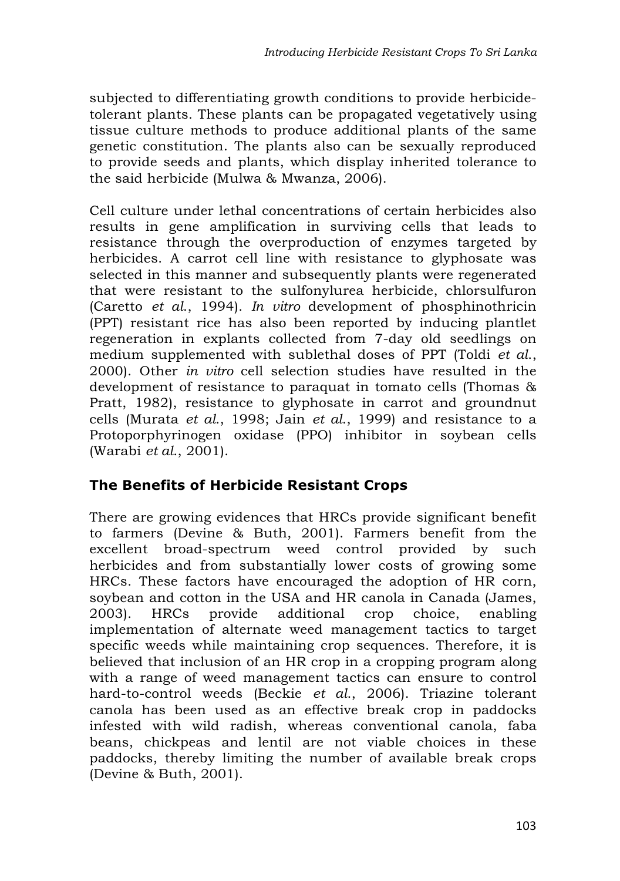subjected to differentiating growth conditions to provide herbicide-tolerant plants. These plants can be propagated vegetatively using tissue culture methods to produce additional plants of the same genetic constitution. The plants also can be sexually reproduced to provide seeds and plants, which display inherited tolerance to the said herbicide (Mulwa & Mwanza, 2006).

Cell culture under lethal concentrations of certain herbicides also results in gene amplification in surviving cells that leads to resistance through the overproduction of enzymes targeted by herbicides. A carrot cell line with resistance to glyphosate was selected in this manner and subsequently plants were regenerated that were resistant to the sulfonylurea herbicide, chlorsulfuron (Caretto *et al.*, 1994). *In vitro* development of phosphinothricin (PPT) resistant rice has also been reported by inducing plantlet regeneration in explants collected from 7-day old seedlings on medium supplemented with sublethal doses of PPT (Toldi *et al.*, 2000). Other *in vitro* cell selection studies have resulted in the development of resistance to paraquat in tomato cells (Thomas & Pratt, 1982), resistance to glyphosate in carrot and groundnut cells (Murata *et al.*, 1998; Jain *et al.*, 1999) and resistance to a Protoporphyrinogen oxidase (PPO) inhibitor in soybean cells (Warabi *et al.*, 2001).

## The Benefits of Herbicide Resistant Crops

There are growing evidences that HRCs provide significant benefit to farmers (Devine & Buth, 2001). Farmers benefit from the excellent broad-spectrum weed control provided by such herbicides and from substantially lower costs of growing some HRCs. These factors have encouraged the adoption of HR corn, soybean and cotton in the USA and HR canola in Canada (James, 2003). HRCs provide additional crop choice, enabling implementation of alternate weed management tactics to target specific weeds while maintaining crop sequences. Therefore, it is believed that inclusion of an HR crop in a cropping program along with a range of weed management tactics can ensure to control hard-to-control weeds (Beckie *et al.*, 2006). Triazine tolerant canola has been used as an effective break crop in paddocks infested with wild radish, whereas conventional canola, faba beans, chickpeas and lentil are not viable choices in these paddocks, thereby limiting the number of available break crops (Devine & Buth, 2001).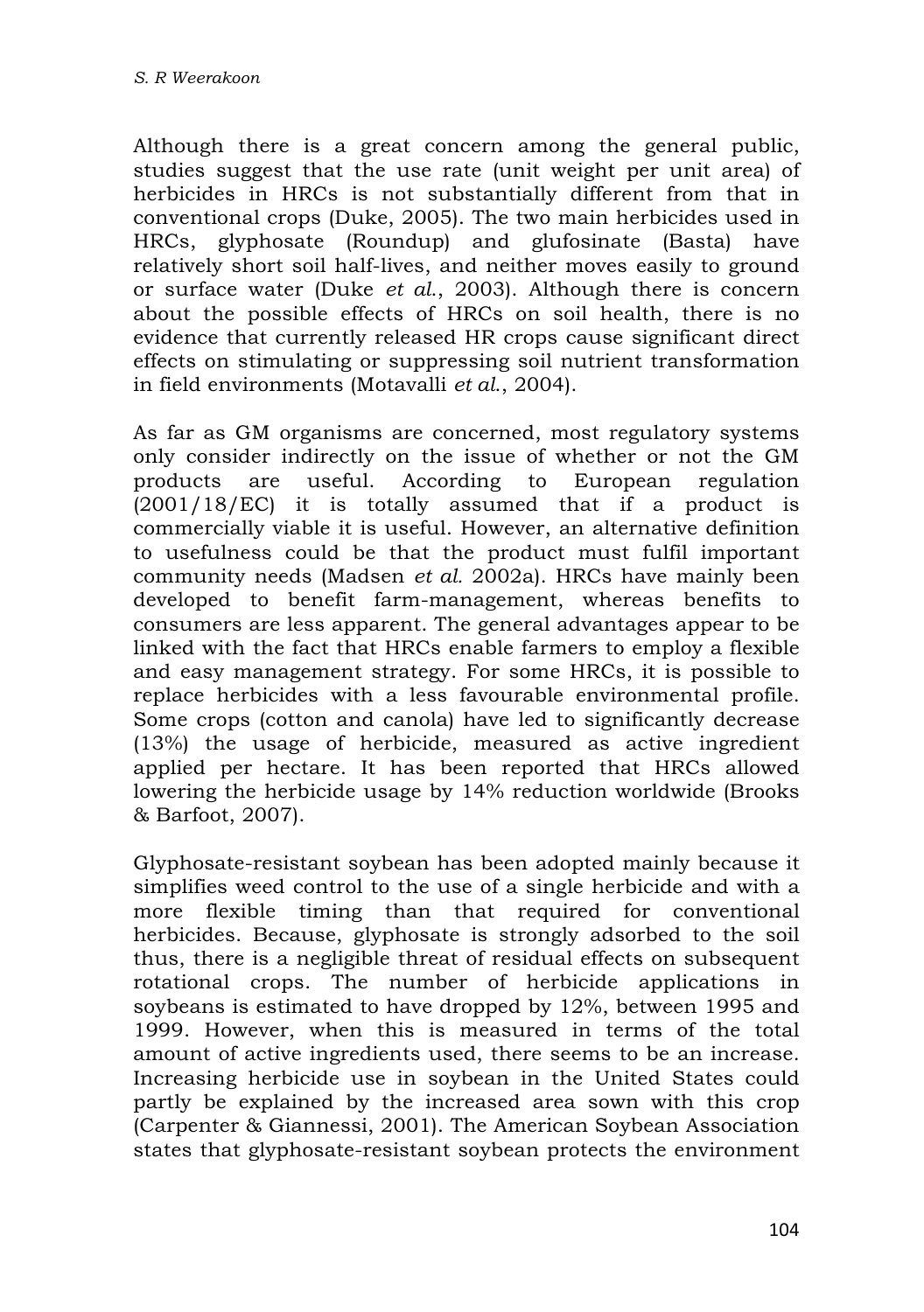Although there is a great concern among the general public, studies suggest that the use rate (unit weight per unit area) of herbicides in HRCs is not substantially different from that in conventional crops (Duke, 2005). The two main herbicides used in HRCs, glyphosate (Roundup) and glufosinate (Basta) have relatively short soil half-lives, and neither moves easily to ground or surface water (Duke *et al.*, 2003). Although there is concern about the possible effects of HRCs on soil health, there is no evidence that currently released HR crops cause significant direct effects on stimulating or suppressing soil nutrient transformation in field environments (Motavalli *et al.*, 2004).

As far as GM organisms are concerned, most regulatory systems only consider indirectly on the issue of whether or not the GM products are useful. According to European regulation (2001/18/EC) it is totally assumed that if a product is commercially viable it is useful. However, an alternative definition to usefulness could be that the product must fulfil important community needs (Madsen *et al.* 2002a). HRCs have mainly been developed to benefit farm-management, whereas benefits to consumers are less apparent. The general advantages appear to be linked with the fact that HRCs enable farmers to employ a flexible and easy management strategy. For some HRCs, it is possible to replace herbicides with a less favourable environmental profile. Some crops (cotton and canola) have led to significantly decrease (13%) the usage of herbicide, measured as active ingredient applied per hectare. It has been reported that HRCs allowed lowering the herbicide usage by 14% reduction worldwide (Brooks & Barfoot, 2007).

Glyphosate-resistant soybean has been adopted mainly because it simplifies weed control to the use of a single herbicide and with a more flexible timing than that required for conventional herbicides. Because, glyphosate is strongly adsorbed to the soil thus, there is a negligible threat of residual effects on subsequent rotational crops. The number of herbicide applications in soybeans is estimated to have dropped by 12%, between 1995 and 1999. However, when this is measured in terms of the total amount of active ingredients used, there seems to be an increase. Increasing herbicide use in soybean in the United States could partly be explained by the increased area sown with this crop (Carpenter & Giannessi, 2001). The American Soybean Association states that glyphosate-resistant soybean protects the environment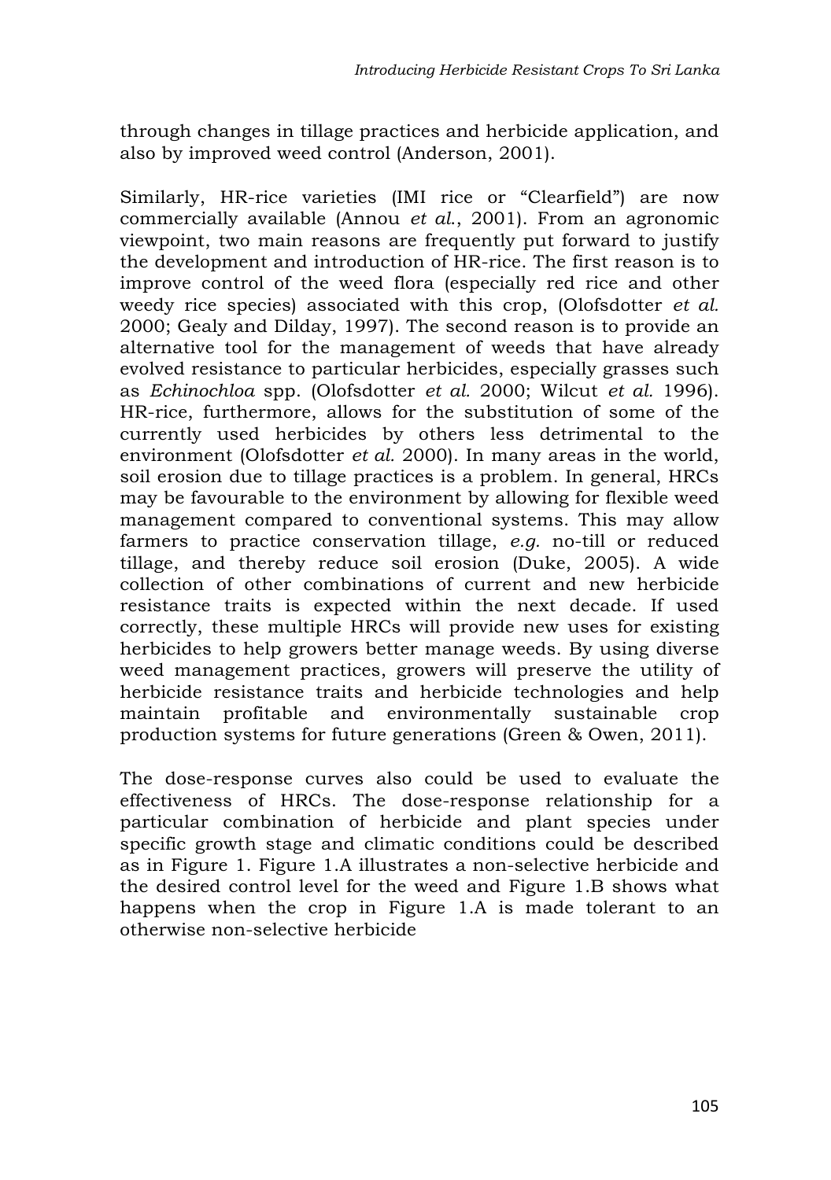through changes in tillage practices and herbicide application, and also by improved weed control (Anderson, 2001).

Similarly, HR-rice varieties (IMI rice or "Clearfield") are now commercially available (Annou *et al.*, 2001). From an agronomic viewpoint, two main reasons are frequently put forward to justify the development and introduction of HR-rice. The first reason is to improve control of the weed flora (especially red rice and other weedy rice species) associated with this crop, (Olofsdotter *et al.* 2000; Gealy and Dilday, 1997). The second reason is to provide an alternative tool for the management of weeds that have already evolved resistance to particular herbicides, especially grasses such as *Echinochloa* spp. (Olofsdotter *et al.* 2000; Wilcut *et al.* 1996). HR-rice, furthermore, allows for the substitution of some of the currently used herbicides by others less detrimental to the environment (Olofsdotter *et al.* 2000). In many areas in the world, soil erosion due to tillage practices is a problem. In general, HRCs may be favourable to the environment by allowing for flexible weed management compared to conventional systems. This may allow farmers to practice conservation tillage, *e.g.* no-till or reduced tillage, and thereby reduce soil erosion (Duke, 2005). A wide collection of other combinations of current and new herbicide resistance traits is expected within the next decade. If used correctly, these multiple HRCs will provide new uses for existing herbicides to help growers better manage weeds. By using diverse weed management practices, growers will preserve the utility of herbicide resistance traits and herbicide technologies and help maintain profitable and environmentally sustainable crop production systems for future generations (Green & Owen, 2011).

The dose-response curves also could be used to evaluate the effectiveness of HRCs. The dose-response relationship for a particular combination of herbicide and plant species under specific growth stage and climatic conditions could be described as in Figure 1. Figure 1.A illustrates a non-selective herbicide and the desired control level for the weed and Figure 1.B shows what happens when the crop in Figure 1.A is made tolerant to an otherwise non-selective herbicide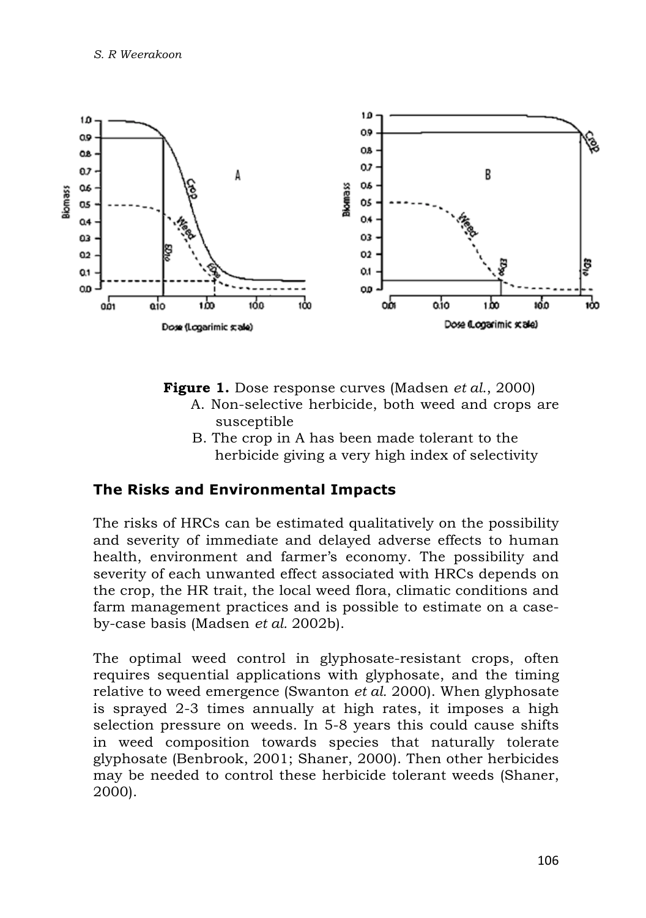**Figure 1.** Dose response curves (Madsen *et al.*, 2000)

A. Non-selective herbicide, both weed and crops are susceptible

B. The crop in A has been made tolerant to the herbicide giving a very high index of selectivity

## The Risks and Environmental Impacts

The risks of HRCs can be estimated qualitatively on the possibility and severity of immediate and delayed adverse effects to human health, environment and farmer's economy. The possibility and severity of each unwanted effect associated with HRCs depends on the crop, the HR trait, the local weed flora, climatic conditions and farm management practices and is possible to estimate on a case-by-case basis (Madsen *et al.* 2002b).

The optimal weed control in glyphosate-resistant crops, often requires sequential applications with glyphosate, and the timing relative to weed emergence (Swanton *et al.* 2000). When glyphosate is sprayed 2-3 times annually at high rates, it imposes a high selection pressure on weeds. In 5-8 years this could cause shifts in weed composition towards species that naturally tolerate glyphosate (Benbrook, 2001; Shaner, 2000). Then other herbicides may be needed to control these herbicide tolerant weeds (Shaner, 2000).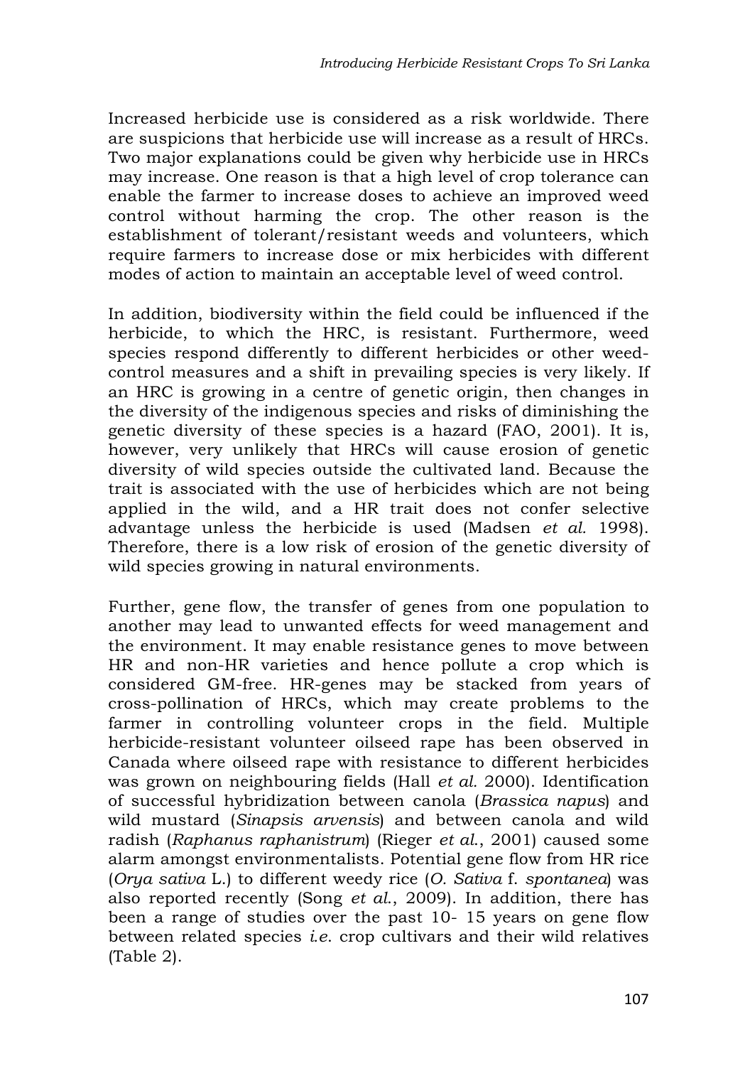Increased herbicide use is considered as a risk worldwide. There are suspicions that herbicide use will increase as a result of HRCs. Two major explanations could be given why herbicide use in HRCs may increase. One reason is that a high level of crop tolerance can enable the farmer to increase doses to achieve an improved weed control without harming the crop. The other reason is the establishment of tolerant/resistant weeds and volunteers, which require farmers to increase dose or mix herbicides with different modes of action to maintain an acceptable level of weed control.

In addition, biodiversity within the field could be influenced if the herbicide, to which the HRC, is resistant. Furthermore, weed species respond differently to different herbicides or other weed-control measures and a shift in prevailing species is very likely. If an HRC is growing in a centre of genetic origin, then changes in the diversity of the indigenous species and risks of diminishing the genetic diversity of these species is a hazard (FAO, 2001). It is, however, very unlikely that HRCs will cause erosion of genetic diversity of wild species outside the cultivated land. Because the trait is associated with the use of herbicides which are not being applied in the wild, and a HR trait does not confer selective advantage unless the herbicide is used (Madsen *et al.* 1998). Therefore, there is a low risk of erosion of the genetic diversity of wild species growing in natural environments.

Further, gene flow, the transfer of genes from one population to another may lead to unwanted effects for weed management and the environment. It may enable resistance genes to move between HR and non-HR varieties and hence pollute a crop which is considered GM-free. HR-genes may be stacked from years of cross-pollination of HRCs, which may create problems to the farmer in controlling volunteer crops in the field. Multiple herbicide-resistant volunteer oilseed rape has been observed in Canada where oilseed rape with resistance to different herbicides was grown on neighbouring fields (Hall *et al.* 2000). Identification of successful hybridization between canola (*Brassica napus*) and wild mustard (*Sinapsis arvensis*) and between canola and wild radish (*Raphanus raphanistrum*) (Rieger *et al.*, 2001) caused some alarm amongst environmentalists. Potential gene flow from HR rice (*Orya sativa* L.) to different weedy rice (*O. Sativa* f. *spontanea*) was also reported recently (Song *et al.*, 2009). In addition, there has been a range of studies over the past 10- 15 years on gene flow between related species *i.e.* crop cultivars and their wild relatives (Table 2).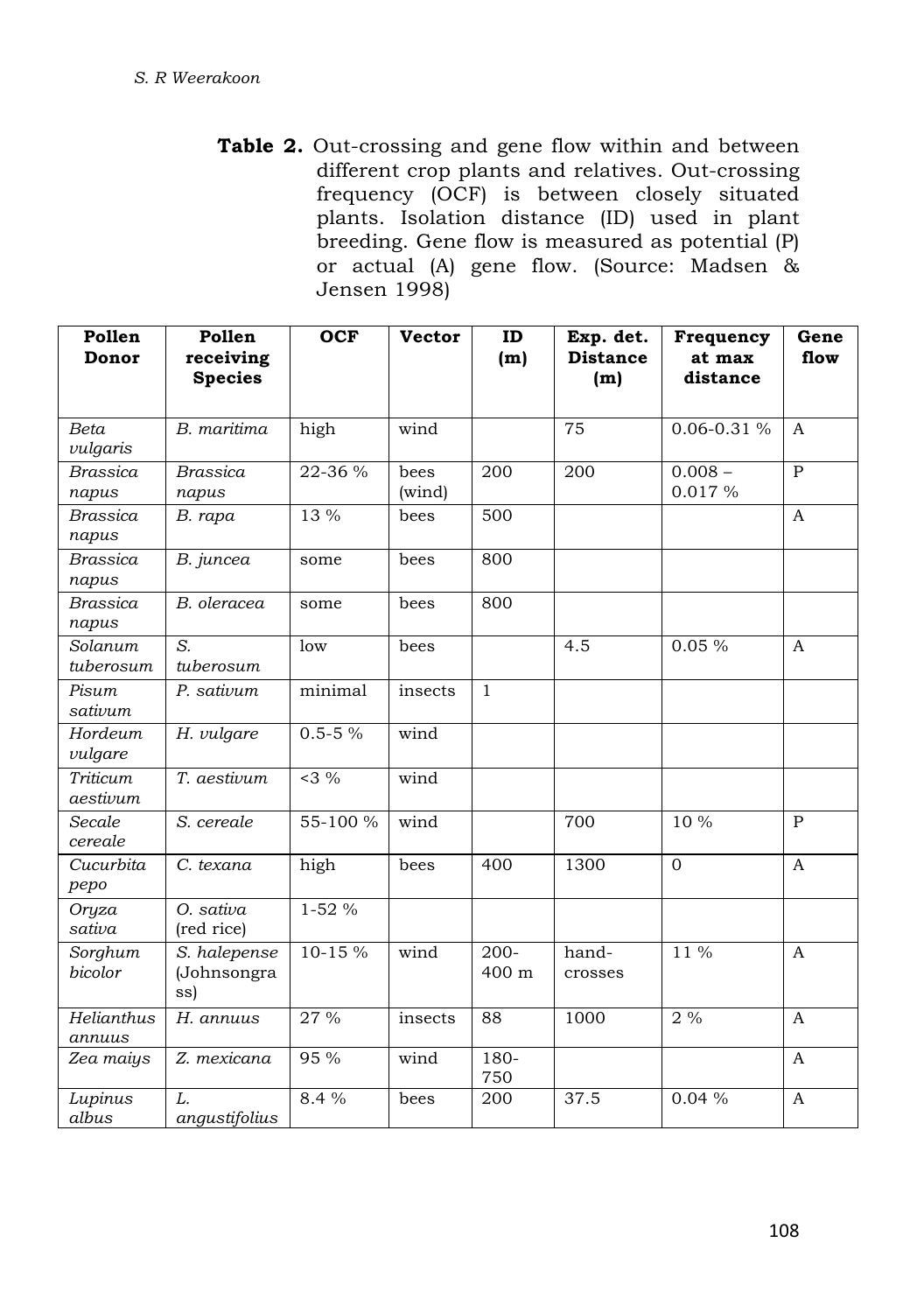**Table 2.** Out-crossing and gene flow within and between different crop plants and relatives. Out-crossing frequency (OCF) is between closely situated plants. Isolation distance (ID) used in plant breeding. Gene flow is measured as potential (P) or actual (A) gene flow. (Source: Madsen & Jensen 1998)

| Pollen Donor | Pollen receiving Species | OCF | Vector | ID (m) | Exp. det. Distance (m) | Frequency at max distance | Gene flow |
|---|---|---|---|---|---|---|---|
| *Beta vulgaris* | *B. maritima* | high | wind | | 75 | 0.06-0.31 % | A |
| *Brassica napus* | *Brassica napus* | 22-36 % | bees (wind) | 200 | 200 | 0.008 – 0.017 % | P |
| *Brassica napus* | *B. rapa* | 13 % | bees | 500 | | | A |
| *Brassica napus* | *B. juncea* | some | bees | 800 | | | |
| *Brassica napus* | *B. oleracea* | some | bees | 800 | | | |
| *Solanum tuberosum* | *S. tuberosum* | low | bees | | 4.5 | 0.05 % | A |
| *Pisum sativum* | *P. sativum* | minimal | insects | 1 | | | |
| *Hordeum vulgare* | *H. vulgare* | 0.5-5 % | wind | | | | |
| *Triticum aestivum* | *T. aestivum* | <3 % | wind | | | | |
| *Secale cereale* | *S. cereale* | 55-100 % | wind | | 700 | 10 % | P |
| *Cucurbita pepo* | *C. texana* | high | bees | 400 | 1300 | 0 | A |
| *Oryza sativa* | *O. sativa* (red rice) | 1-52 % | | | | | |
| *Sorghum bicolor* | *S. halepense* (Johnsongrass) | 10-15 % | wind | 200-400 m | hand-crosses | 11 % | A |
| *Helianthus annuus* | *H. annuus* | 27 % | insects | 88 | 1000 | 2 % | A |
| *Zea maiys* | *Z. mexicana* | 95 % | wind | 180-750 | | | A |
| *Lupinus albus* | *L. angustifolius* | 8.4 % | bees | 200 | 37.5 | 0.04 % | A |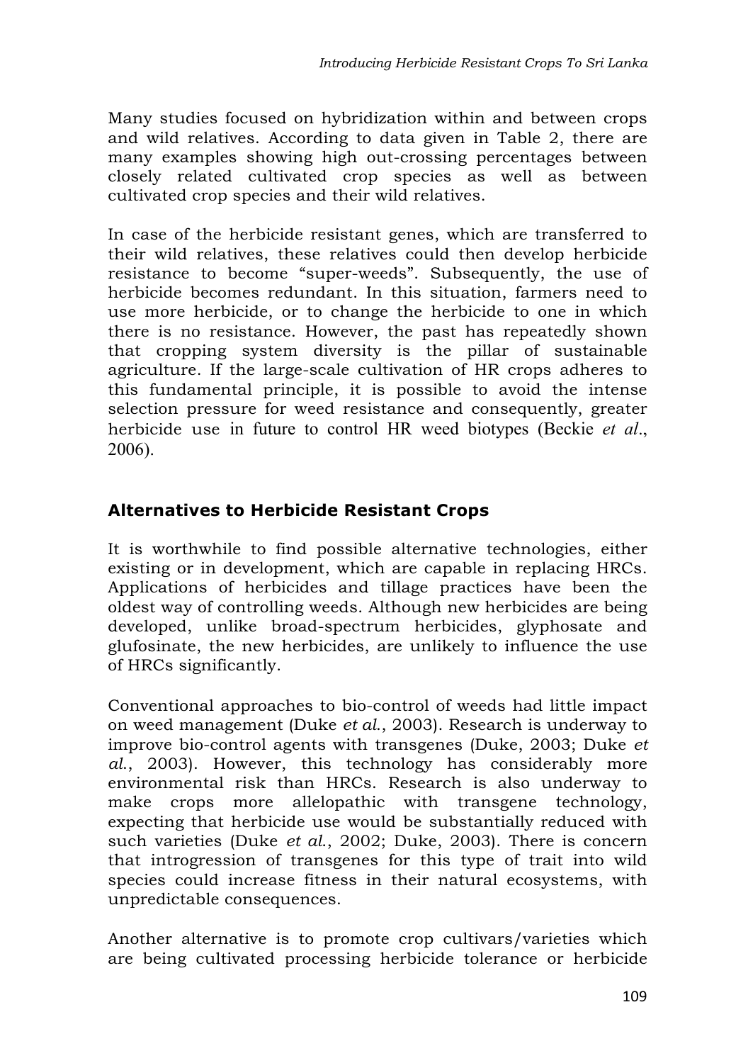Many studies focused on hybridization within and between crops and wild relatives. According to data given in Table 2, there are many examples showing high out-crossing percentages between closely related cultivated crop species as well as between cultivated crop species and their wild relatives.

In case of the herbicide resistant genes, which are transferred to their wild relatives, these relatives could then develop herbicide resistance to become "super-weeds". Subsequently, the use of herbicide becomes redundant. In this situation, farmers need to use more herbicide, or to change the herbicide to one in which there is no resistance. However, the past has repeatedly shown that cropping system diversity is the pillar of sustainable agriculture. If the large-scale cultivation of HR crops adheres to this fundamental principle, it is possible to avoid the intense selection pressure for weed resistance and consequently, greater herbicide use in future to control HR weed biotypes (Beckie *et al*., 2006).

## Alternatives to Herbicide Resistant Crops

It is worthwhile to find possible alternative technologies, either existing or in development, which are capable in replacing HRCs. Applications of herbicides and tillage practices have been the oldest way of controlling weeds. Although new herbicides are being developed, unlike broad-spectrum herbicides, glyphosate and glufosinate, the new herbicides, are unlikely to influence the use of HRCs significantly.

Conventional approaches to bio-control of weeds had little impact on weed management (Duke *et al*., 2003). Research is underway to improve bio-control agents with transgenes (Duke, 2003; Duke *et al*., 2003). However, this technology has considerably more environmental risk than HRCs. Research is also underway to make crops more allelopathic with transgene technology, expecting that herbicide use would be substantially reduced with such varieties (Duke *et al*., 2002; Duke, 2003). There is concern that introgression of transgenes for this type of trait into wild species could increase fitness in their natural ecosystems, with unpredictable consequences.

Another alternative is to promote crop cultivars/varieties which are being cultivated processing herbicide tolerance or herbicide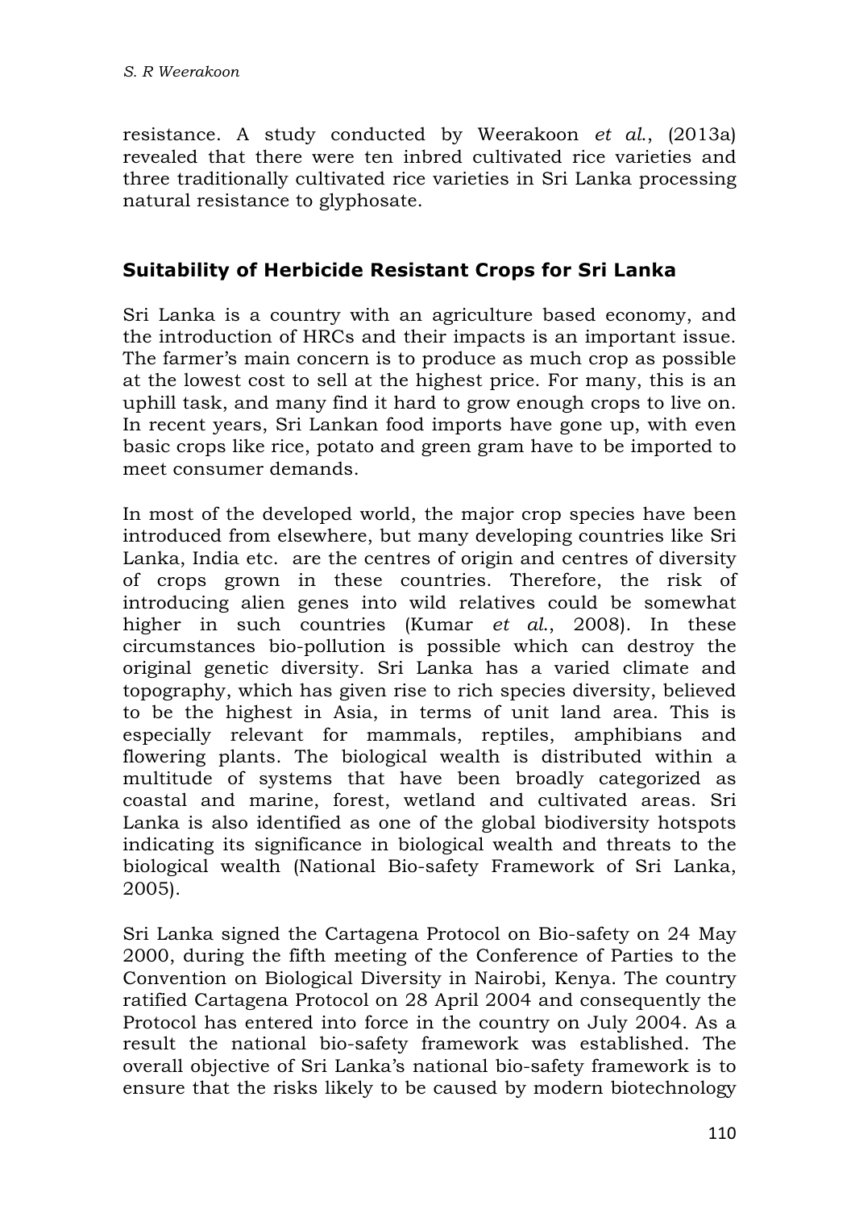resistance. A study conducted by Weerakoon *et al.*, (2013a) revealed that there were ten inbred cultivated rice varieties and three traditionally cultivated rice varieties in Sri Lanka processing natural resistance to glyphosate.

## Suitability of Herbicide Resistant Crops for Sri Lanka

Sri Lanka is a country with an agriculture based economy, and the introduction of HRCs and their impacts is an important issue. The farmer's main concern is to produce as much crop as possible at the lowest cost to sell at the highest price. For many, this is an uphill task, and many find it hard to grow enough crops to live on. In recent years, Sri Lankan food imports have gone up, with even basic crops like rice, potato and green gram have to be imported to meet consumer demands.

In most of the developed world, the major crop species have been introduced from elsewhere, but many developing countries like Sri Lanka, India etc. are the centres of origin and centres of diversity of crops grown in these countries. Therefore, the risk of introducing alien genes into wild relatives could be somewhat higher in such countries (Kumar *et al.*, 2008). In these circumstances bio-pollution is possible which can destroy the original genetic diversity. Sri Lanka has a varied climate and topography, which has given rise to rich species diversity, believed to be the highest in Asia, in terms of unit land area. This is especially relevant for mammals, reptiles, amphibians and flowering plants. The biological wealth is distributed within a multitude of systems that have been broadly categorized as coastal and marine, forest, wetland and cultivated areas. Sri Lanka is also identified as one of the global biodiversity hotspots indicating its significance in biological wealth and threats to the biological wealth (National Bio-safety Framework of Sri Lanka, 2005).

Sri Lanka signed the Cartagena Protocol on Bio-safety on 24 May 2000, during the fifth meeting of the Conference of Parties to the Convention on Biological Diversity in Nairobi, Kenya. The country ratified Cartagena Protocol on 28 April 2004 and consequently the Protocol has entered into force in the country on July 2004. As a result the national bio-safety framework was established. The overall objective of Sri Lanka's national bio-safety framework is to ensure that the risks likely to be caused by modern biotechnology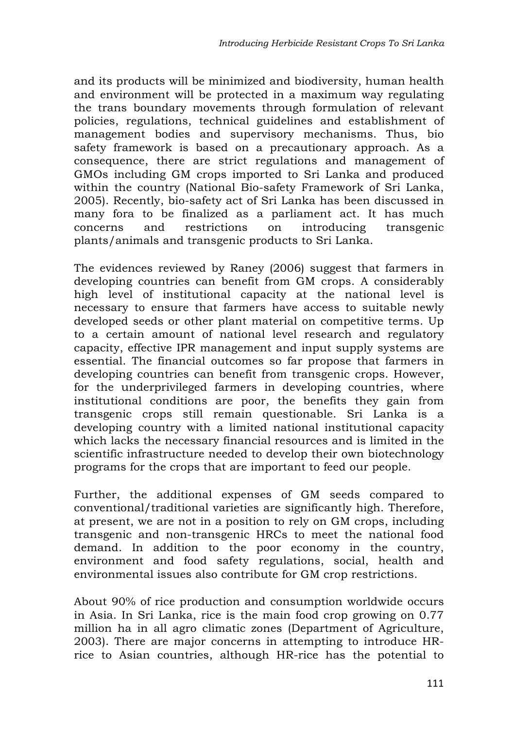and its products will be minimized and biodiversity, human health and environment will be protected in a maximum way regulating the trans boundary movements through formulation of relevant policies, regulations, technical guidelines and establishment of management bodies and supervisory mechanisms. Thus, bio safety framework is based on a precautionary approach. As a consequence, there are strict regulations and management of GMOs including GM crops imported to Sri Lanka and produced within the country (National Bio-safety Framework of Sri Lanka, 2005). Recently, bio-safety act of Sri Lanka has been discussed in many fora to be finalized as a parliament act. It has much concerns and restrictions on introducing transgenic plants/animals and transgenic products to Sri Lanka.

The evidences reviewed by Raney (2006) suggest that farmers in developing countries can benefit from GM crops. A considerably high level of institutional capacity at the national level is necessary to ensure that farmers have access to suitable newly developed seeds or other plant material on competitive terms. Up to a certain amount of national level research and regulatory capacity, effective IPR management and input supply systems are essential. The financial outcomes so far propose that farmers in developing countries can benefit from transgenic crops. However, for the underprivileged farmers in developing countries, where institutional conditions are poor, the benefits they gain from transgenic crops still remain questionable. Sri Lanka is a developing country with a limited national institutional capacity which lacks the necessary financial resources and is limited in the scientific infrastructure needed to develop their own biotechnology programs for the crops that are important to feed our people.

Further, the additional expenses of GM seeds compared to conventional/traditional varieties are significantly high. Therefore, at present, we are not in a position to rely on GM crops, including transgenic and non-transgenic HRCs to meet the national food demand. In addition to the poor economy in the country, environment and food safety regulations, social, health and environmental issues also contribute for GM crop restrictions.

About 90% of rice production and consumption worldwide occurs in Asia. In Sri Lanka, rice is the main food crop growing on 0.77 million ha in all agro climatic zones (Department of Agriculture, 2003). There are major concerns in attempting to introduce HR-rice to Asian countries, although HR-rice has the potential to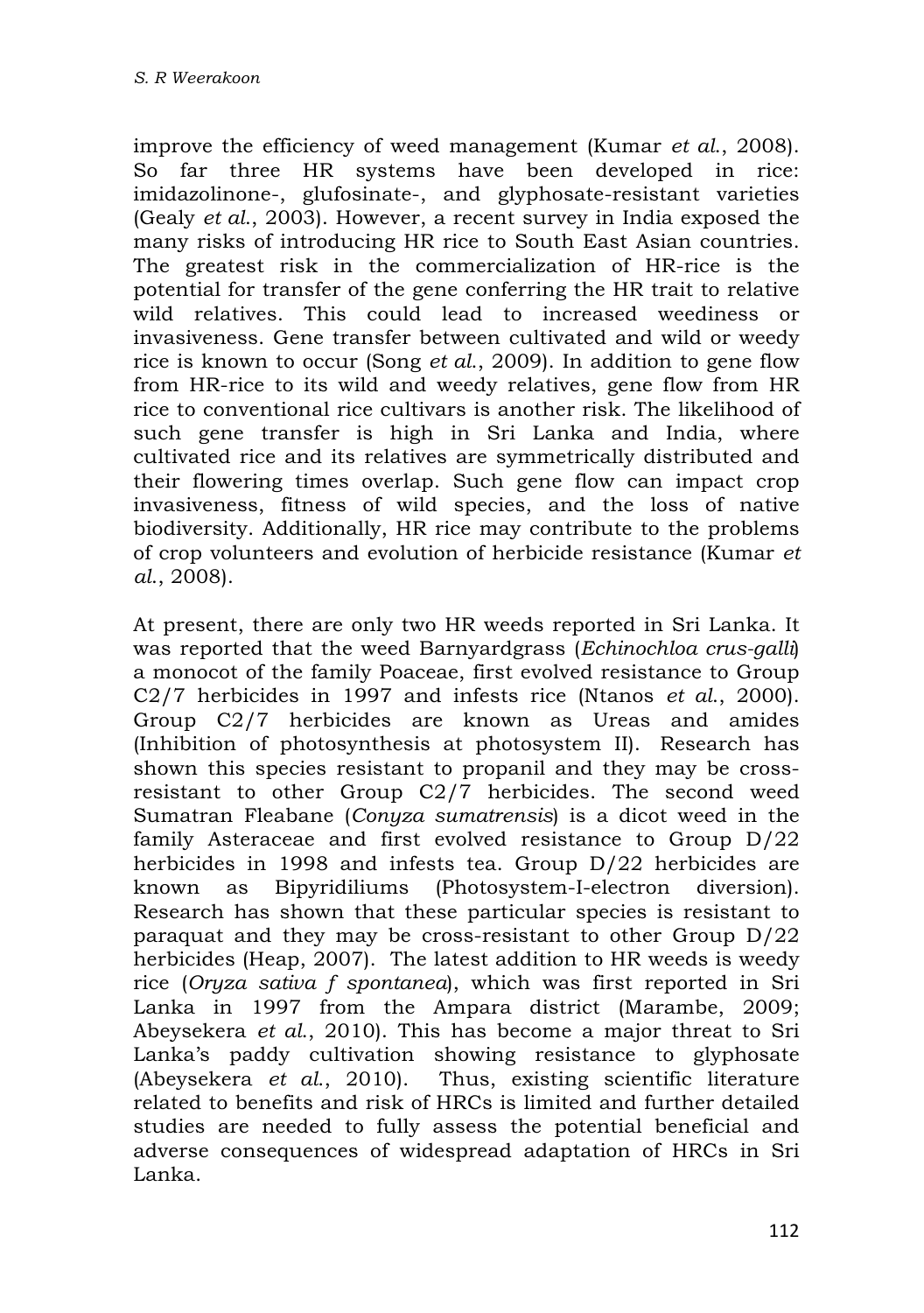improve the efficiency of weed management (Kumar *et al.*, 2008). So far three HR systems have been developed in rice: imidazolinone-, glufosinate-, and glyphosate-resistant varieties (Gealy *et al.*, 2003). However, a recent survey in India exposed the many risks of introducing HR rice to South East Asian countries. The greatest risk in the commercialization of HR-rice is the potential for transfer of the gene conferring the HR trait to relative wild relatives. This could lead to increased weediness or invasiveness. Gene transfer between cultivated and wild or weedy rice is known to occur (Song *et al.*, 2009). In addition to gene flow from HR-rice to its wild and weedy relatives, gene flow from HR rice to conventional rice cultivars is another risk. The likelihood of such gene transfer is high in Sri Lanka and India, where cultivated rice and its relatives are symmetrically distributed and their flowering times overlap. Such gene flow can impact crop invasiveness, fitness of wild species, and the loss of native biodiversity. Additionally, HR rice may contribute to the problems of crop volunteers and evolution of herbicide resistance (Kumar *et al.*, 2008).

At present, there are only two HR weeds reported in Sri Lanka. It was reported that the weed Barnyardgrass (*Echinochloa crus-galli*) a monocot of the family Poaceae, first evolved resistance to Group C2/7 herbicides in 1997 and infests rice (Ntanos *et al.*, 2000). Group C2/7 herbicides are known as Ureas and amides (Inhibition of photosynthesis at photosystem II). Research has shown this species resistant to propanil and they may be cross-resistant to other Group C2/7 herbicides. The second weed Sumatran Fleabane (*Conyza sumatrensis*) is a dicot weed in the family Asteraceae and first evolved resistance to Group D/22 herbicides in 1998 and infests tea. Group D/22 herbicides are known as Bipyridiliums (Photosystem-I-electron diversion). Research has shown that these particular species is resistant to paraquat and they may be cross-resistant to other Group D/22 herbicides (Heap, 2007). The latest addition to HR weeds is weedy rice (*Oryza sativa f spontanea*), which was first reported in Sri Lanka in 1997 from the Ampara district (Marambe, 2009; Abeysekera *et al.*, 2010). This has become a major threat to Sri Lanka's paddy cultivation showing resistance to glyphosate (Abeysekera *et al.*, 2010). Thus, existing scientific literature related to benefits and risk of HRCs is limited and further detailed studies are needed to fully assess the potential beneficial and adverse consequences of widespread adaptation of HRCs in Sri Lanka.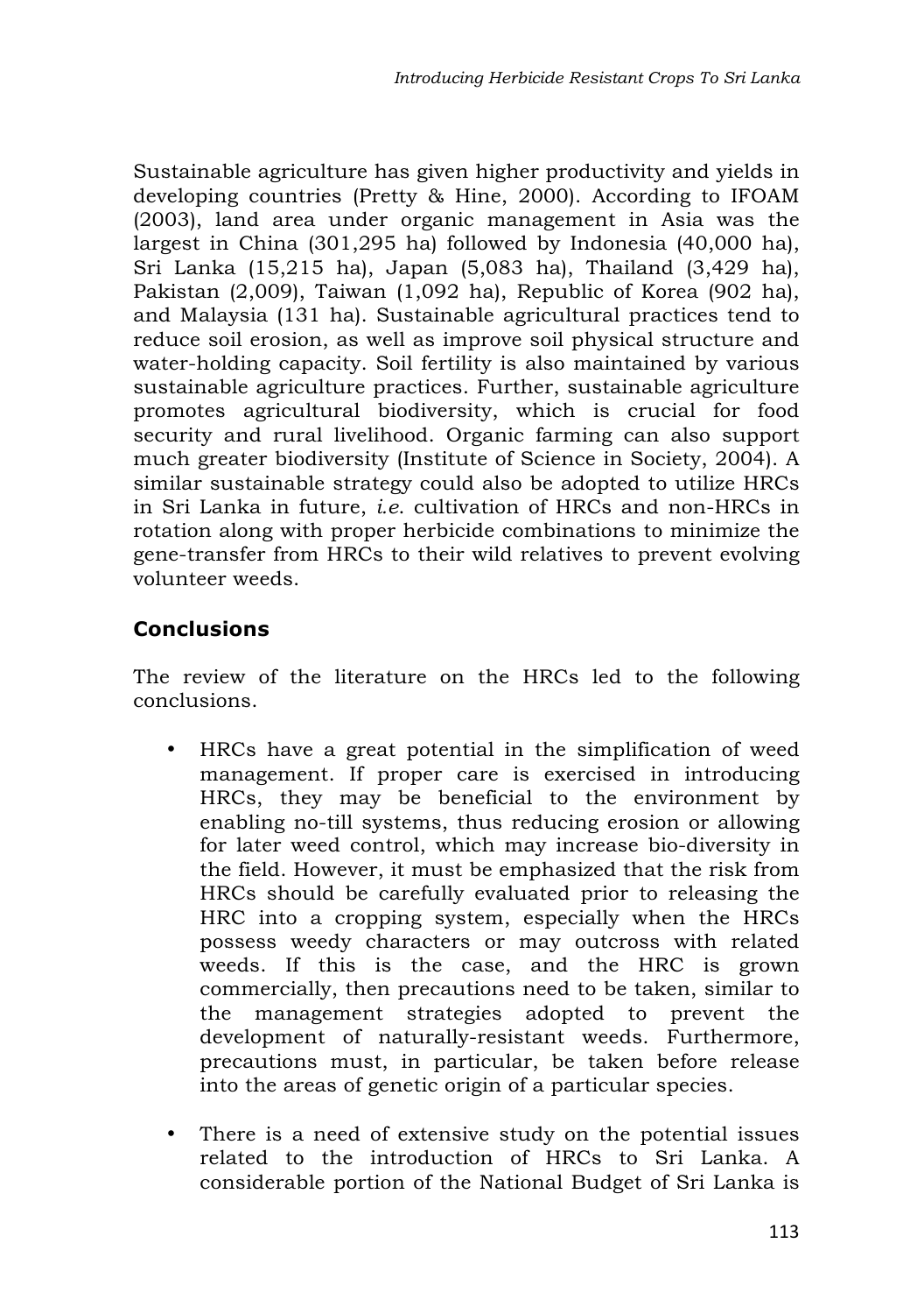Sustainable agriculture has given higher productivity and yields in developing countries (Pretty & Hine, 2000). According to IFOAM (2003), land area under organic management in Asia was the largest in China (301,295 ha) followed by Indonesia (40,000 ha), Sri Lanka (15,215 ha), Japan (5,083 ha), Thailand (3,429 ha), Pakistan (2,009), Taiwan (1,092 ha), Republic of Korea (902 ha), and Malaysia (131 ha). Sustainable agricultural practices tend to reduce soil erosion, as well as improve soil physical structure and water-holding capacity. Soil fertility is also maintained by various sustainable agriculture practices. Further, sustainable agriculture promotes agricultural biodiversity, which is crucial for food security and rural livelihood. Organic farming can also support much greater biodiversity (Institute of Science in Society, 2004). A similar sustainable strategy could also be adopted to utilize HRCs in Sri Lanka in future, *i.e.* cultivation of HRCs and non-HRCs in rotation along with proper herbicide combinations to minimize the gene-transfer from HRCs to their wild relatives to prevent evolving volunteer weeds.

## Conclusions

The review of the literature on the HRCs led to the following conclusions.

- HRCs have a great potential in the simplification of weed management. If proper care is exercised in introducing HRCs, they may be beneficial to the environment by enabling no-till systems, thus reducing erosion or allowing for later weed control, which may increase bio-diversity in the field. However, it must be emphasized that the risk from HRCs should be carefully evaluated prior to releasing the HRC into a cropping system, especially when the HRCs possess weedy characters or may outcross with related weeds. If this is the case, and the HRC is grown commercially, then precautions need to be taken, similar to the management strategies adopted to prevent the development of naturally-resistant weeds. Furthermore, precautions must, in particular, be taken before release into the areas of genetic origin of a particular species.

- There is a need of extensive study on the potential issues related to the introduction of HRCs to Sri Lanka. A considerable portion of the National Budget of Sri Lanka is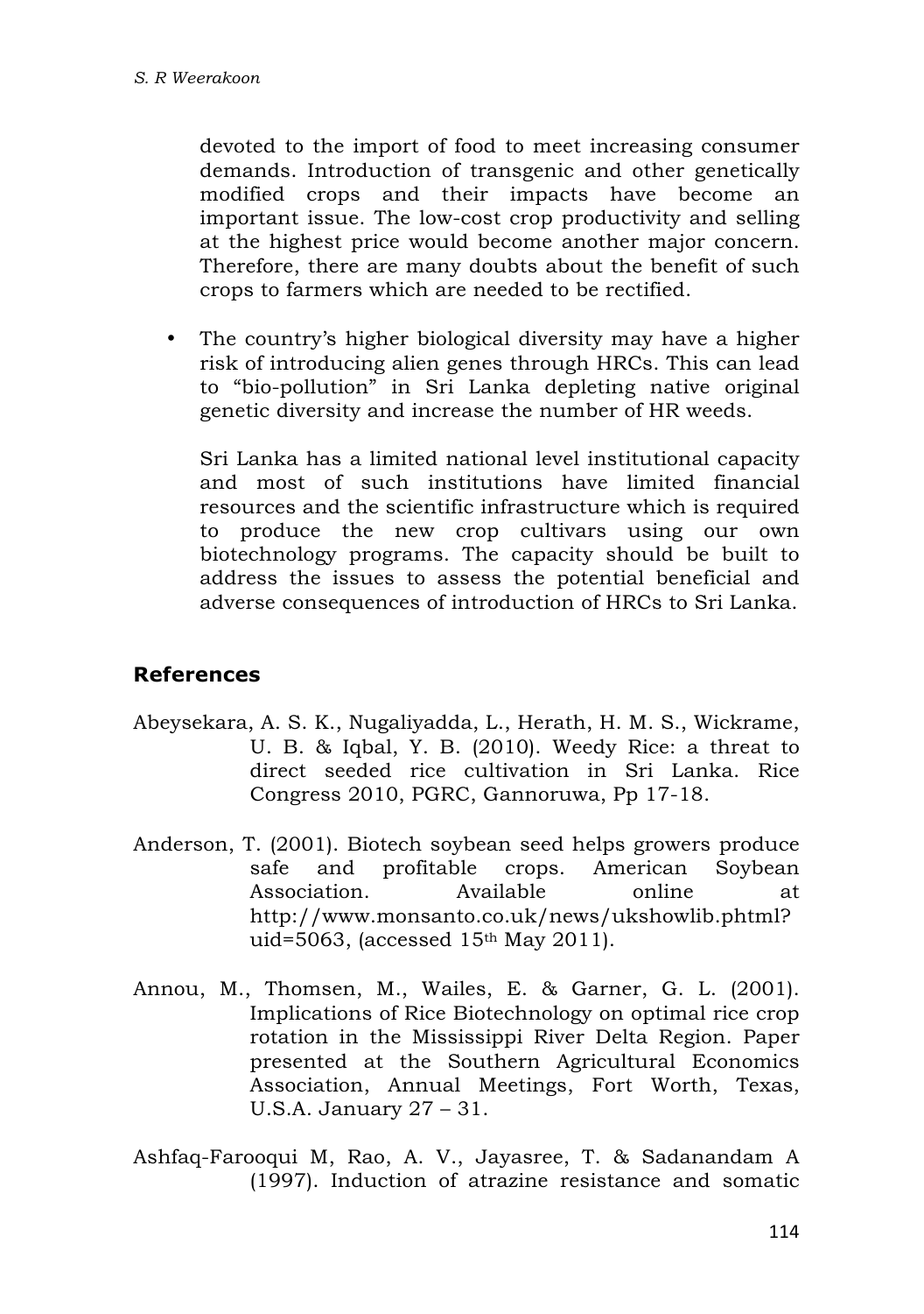devoted to the import of food to meet increasing consumer demands. Introduction of transgenic and other genetically modified crops and their impacts have become an important issue. The low-cost crop productivity and selling at the highest price would become another major concern. Therefore, there are many doubts about the benefit of such crops to farmers which are needed to be rectified.

- The country's higher biological diversity may have a higher risk of introducing alien genes through HRCs. This can lead to "bio-pollution" in Sri Lanka depleting native original genetic diversity and increase the number of HR weeds.

  Sri Lanka has a limited national level institutional capacity and most of such institutions have limited financial resources and the scientific infrastructure which is required to produce the new crop cultivars using our own biotechnology programs. The capacity should be built to address the issues to assess the potential beneficial and adverse consequences of introduction of HRCs to Sri Lanka.

## References

Abeysekara, A. S. K., Nugaliyadda, L., Herath, H. M. S., Wickrame, U. B. & Iqbal, Y. B. (2010). Weedy Rice: a threat to direct seeded rice cultivation in Sri Lanka. Rice Congress 2010, PGRC, Gannoruwa, Pp 17-18.

Anderson, T. (2001). Biotech soybean seed helps growers produce safe and profitable crops. American Soybean Association. Available online at http://www.monsanto.co.uk/news/ukshowlib.phtml?uid=5063, (accessed 15th May 2011).

Annou, M., Thomsen, M., Wailes, E. & Garner, G. L. (2001). Implications of Rice Biotechnology on optimal rice crop rotation in the Mississippi River Delta Region. Paper presented at the Southern Agricultural Economics Association, Annual Meetings, Fort Worth, Texas, U.S.A. January 27 – 31.

Ashfaq-Farooqui M, Rao, A. V., Jayasree, T. & Sadanandam A (1997). Induction of atrazine resistance and somatic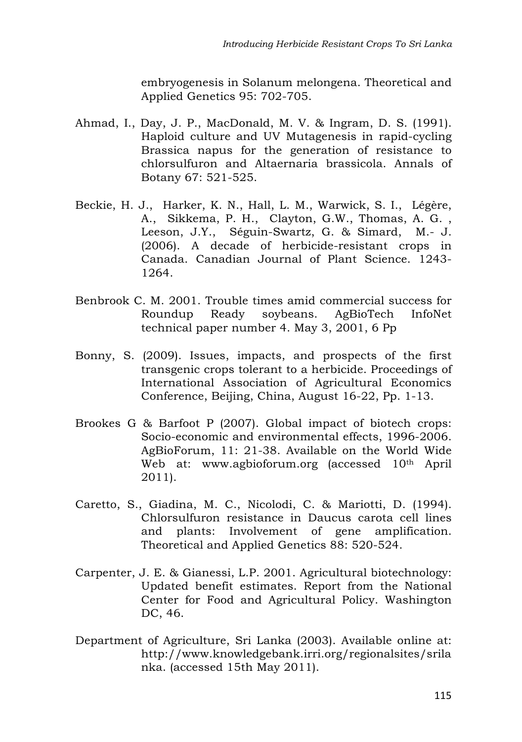embryogenesis in Solanum melongena. Theoretical and Applied Genetics 95: 702-705.

Ahmad, I., Day, J. P., MacDonald, M. V. & Ingram, D. S. (1991). Haploid culture and UV Mutagenesis in rapid-cycling Brassica napus for the generation of resistance to chlorsulfuron and Altaernaria brassicola. Annals of Botany 67: 521-525.

Beckie, H. J., Harker, K. N., Hall, L. M., Warwick, S. I., Légère, A., Sikkema, P. H., Clayton, G.W., Thomas, A. G. , Leeson, J.Y., Séguin-Swartz, G. & Simard, M.- J. (2006). A decade of herbicide-resistant crops in Canada. Canadian Journal of Plant Science. 1243-1264.

Benbrook C. M. 2001. Trouble times amid commercial success for Roundup Ready soybeans. AgBioTech InfoNet technical paper number 4. May 3, 2001, 6 Pp

Bonny, S. (2009). Issues, impacts, and prospects of the first transgenic crops tolerant to a herbicide. Proceedings of International Association of Agricultural Economics Conference, Beijing, China, August 16-22, Pp. 1-13.

Brookes G & Barfoot P (2007). Global impact of biotech crops: Socio-economic and environmental effects, 1996-2006. AgBioForum, 11: 21-38. Available on the World Wide Web at: www.agbioforum.org (accessed 10th April 2011).

Caretto, S., Giadina, M. C., Nicolodi, C. & Mariotti, D. (1994). Chlorsulfuron resistance in Daucus carota cell lines and plants: Involvement of gene amplification. Theoretical and Applied Genetics 88: 520-524.

Carpenter, J. E. & Gianessi, L.P. 2001. Agricultural biotechnology: Updated benefit estimates. Report from the National Center for Food and Agricultural Policy. Washington DC, 46.

Department of Agriculture, Sri Lanka (2003). Available online at: http://www.knowledgebank.irri.org/regionalsites/srilanka. (accessed 15th May 2011).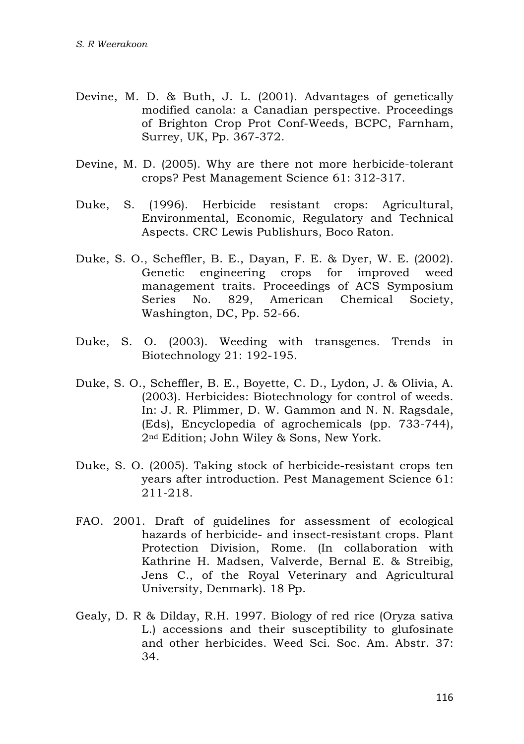Devine, M. D. & Buth, J. L. (2001). Advantages of genetically modified canola: a Canadian perspective. Proceedings of Brighton Crop Prot Conf-Weeds, BCPC, Farnham, Surrey, UK, Pp. 367-372.

Devine, M. D. (2005). Why are there not more herbicide-tolerant crops? Pest Management Science 61: 312-317.

Duke, S. (1996). Herbicide resistant crops: Agricultural, Environmental, Economic, Regulatory and Technical Aspects. CRC Lewis Publishurs, Boco Raton.

Duke, S. O., Scheffler, B. E., Dayan, F. E. & Dyer, W. E. (2002). Genetic engineering crops for improved weed management traits. Proceedings of ACS Symposium Series No. 829, American Chemical Society, Washington, DC, Pp. 52-66.

Duke, S. O. (2003). Weeding with transgenes. Trends in Biotechnology 21: 192-195.

Duke, S. O., Scheffler, B. E., Boyette, C. D., Lydon, J. & Olivia, A. (2003). Herbicides: Biotechnology for control of weeds. In: J. R. Plimmer, D. W. Gammon and N. N. Ragsdale, (Eds), Encyclopedia of agrochemicals (pp. 733-744), 2nd Edition; John Wiley & Sons, New York.

Duke, S. O. (2005). Taking stock of herbicide-resistant crops ten years after introduction. Pest Management Science 61: 211-218.

FAO. 2001. Draft of guidelines for assessment of ecological hazards of herbicide- and insect-resistant crops. Plant Protection Division, Rome. (In collaboration with Kathrine H. Madsen, Valverde, Bernal E. & Streibig, Jens C., of the Royal Veterinary and Agricultural University, Denmark). 18 Pp.

Gealy, D. R & Dilday, R.H. 1997. Biology of red rice (Oryza sativa L.) accessions and their susceptibility to glufosinate and other herbicides. Weed Sci. Soc. Am. Abstr. 37: 34.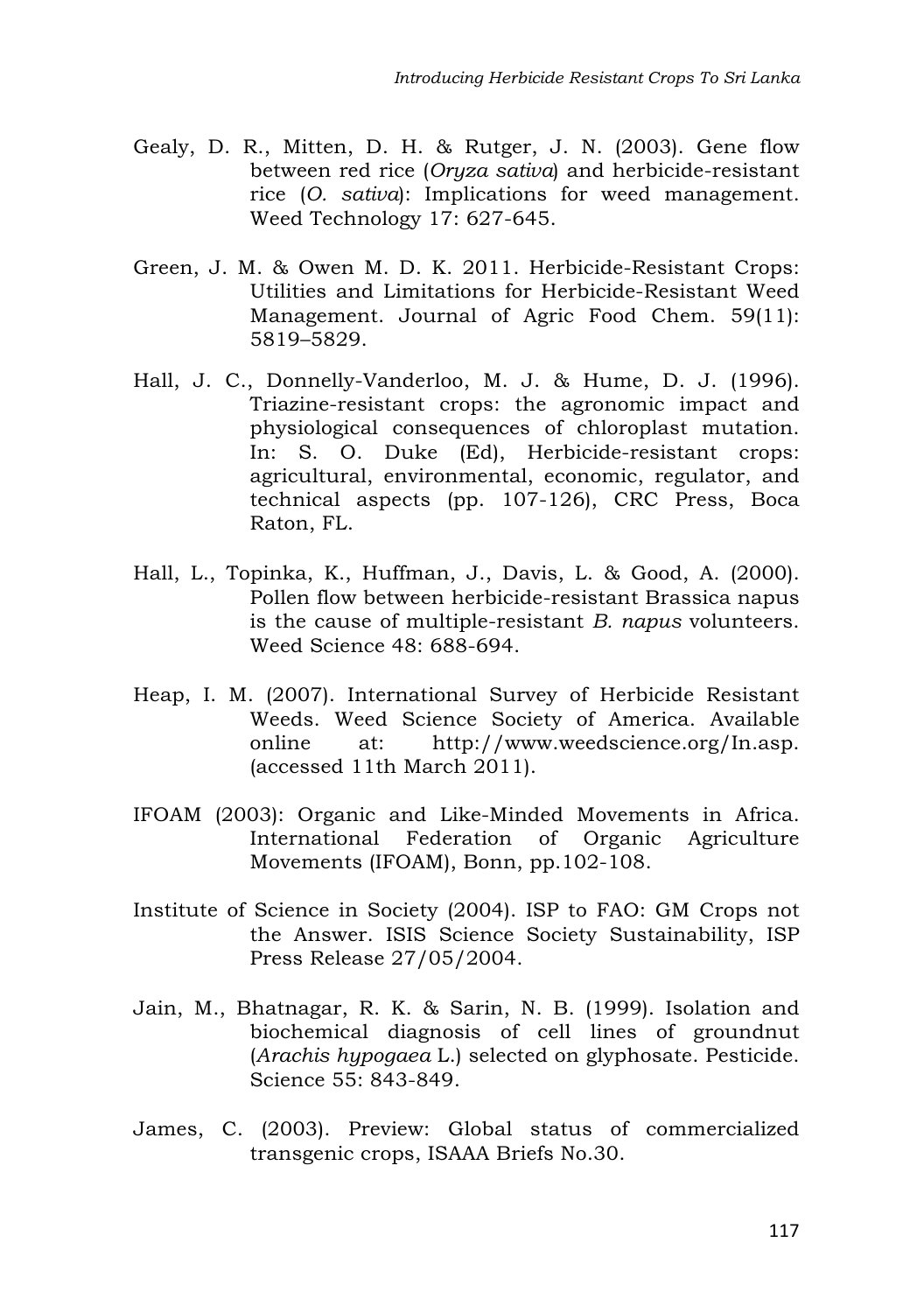Gealy, D. R., Mitten, D. H. & Rutger, J. N. (2003). Gene flow between red rice (*Oryza sativa*) and herbicide-resistant rice (*O. sativa*): Implications for weed management. Weed Technology 17: 627-645.

Green, J. M. & Owen M. D. K. 2011. Herbicide-Resistant Crops: Utilities and Limitations for Herbicide-Resistant Weed Management. Journal of Agric Food Chem. 59(11): 5819–5829.

Hall, J. C., Donnelly-Vanderloo, M. J. & Hume, D. J. (1996). Triazine-resistant crops: the agronomic impact and physiological consequences of chloroplast mutation. In: S. O. Duke (Ed), Herbicide-resistant crops: agricultural, environmental, economic, regulator, and technical aspects (pp. 107-126), CRC Press, Boca Raton, FL.

Hall, L., Topinka, K., Huffman, J., Davis, L. & Good, A. (2000). Pollen flow between herbicide-resistant Brassica napus is the cause of multiple-resistant *B. napus* volunteers. Weed Science 48: 688-694.

Heap, I. M. (2007). International Survey of Herbicide Resistant Weeds. Weed Science Society of America. Available online at: http://www.weedscience.org/In.asp. (accessed 11th March 2011).

IFOAM (2003): Organic and Like-Minded Movements in Africa. International Federation of Organic Agriculture Movements (IFOAM), Bonn, pp.102-108.

Institute of Science in Society (2004). ISP to FAO: GM Crops not the Answer. ISIS Science Society Sustainability, ISP Press Release 27/05/2004.

Jain, M., Bhatnagar, R. K. & Sarin, N. B. (1999). Isolation and biochemical diagnosis of cell lines of groundnut (*Arachis hypogaea* L.) selected on glyphosate. Pesticide. Science 55: 843-849.

James, C. (2003). Preview: Global status of commercialized transgenic crops, ISAAA Briefs No.30.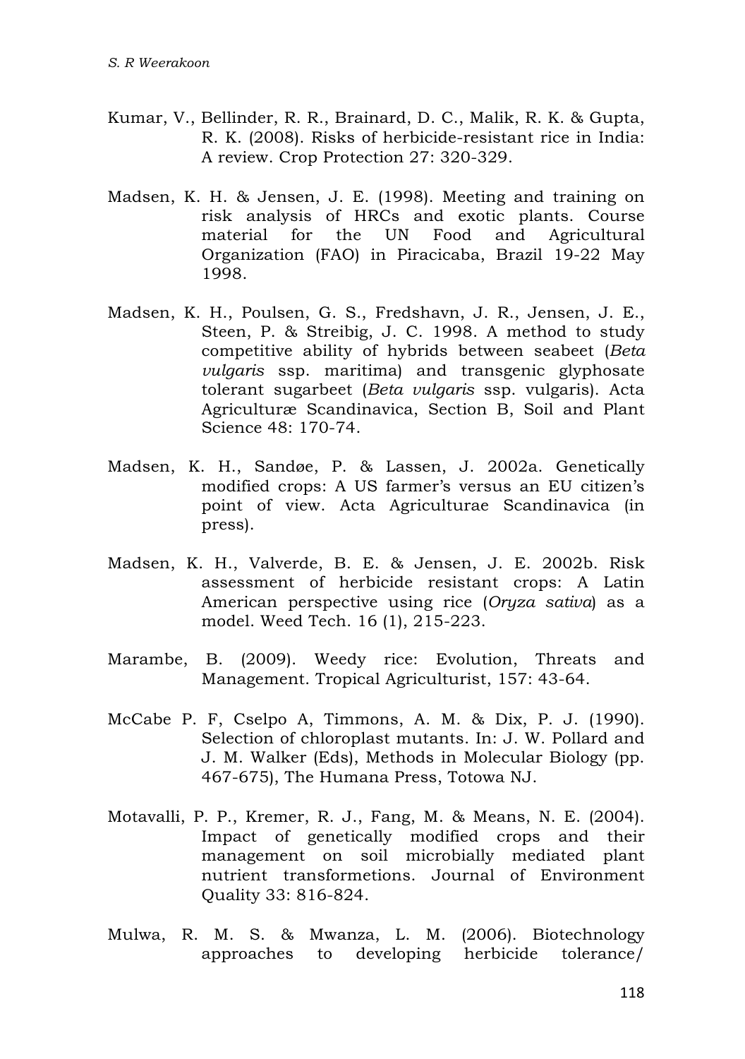Kumar, V., Bellinder, R. R., Brainard, D. C., Malik, R. K. & Gupta, R. K. (2008). Risks of herbicide-resistant rice in India: A review. Crop Protection 27: 320-329.

Madsen, K. H. & Jensen, J. E. (1998). Meeting and training on risk analysis of HRCs and exotic plants. Course material for the UN Food and Agricultural Organization (FAO) in Piracicaba, Brazil 19-22 May 1998.

Madsen, K. H., Poulsen, G. S., Fredshavn, J. R., Jensen, J. E., Steen, P. & Streibig, J. C. 1998. A method to study competitive ability of hybrids between seabeet (*Beta vulgaris* ssp. maritima) and transgenic glyphosate tolerant sugarbeet (*Beta vulgaris* ssp. vulgaris). Acta Agriculturæ Scandinavica, Section B, Soil and Plant Science 48: 170-74.

Madsen, K. H., Sandøe, P. & Lassen, J. 2002a. Genetically modified crops: A US farmer's versus an EU citizen's point of view. Acta Agriculturae Scandinavica (in press).

Madsen, K. H., Valverde, B. E. & Jensen, J. E. 2002b. Risk assessment of herbicide resistant crops: A Latin American perspective using rice (*Oryza sativa*) as a model. Weed Tech. 16 (1), 215-223.

Marambe, B. (2009). Weedy rice: Evolution, Threats and Management. Tropical Agriculturist, 157: 43-64.

McCabe P. F, Cselpo A, Timmons, A. M. & Dix, P. J. (1990). Selection of chloroplast mutants. In: J. W. Pollard and J. M. Walker (Eds), Methods in Molecular Biology (pp. 467-675), The Humana Press, Totowa NJ.

Motavalli, P. P., Kremer, R. J., Fang, M. & Means, N. E. (2004). Impact of genetically modified crops and their management on soil microbially mediated plant nutrient transformetions. Journal of Environment Quality 33: 816-824.

Mulwa, R. M. S. & Mwanza, L. M. (2006). Biotechnology approaches to developing herbicide tolerance/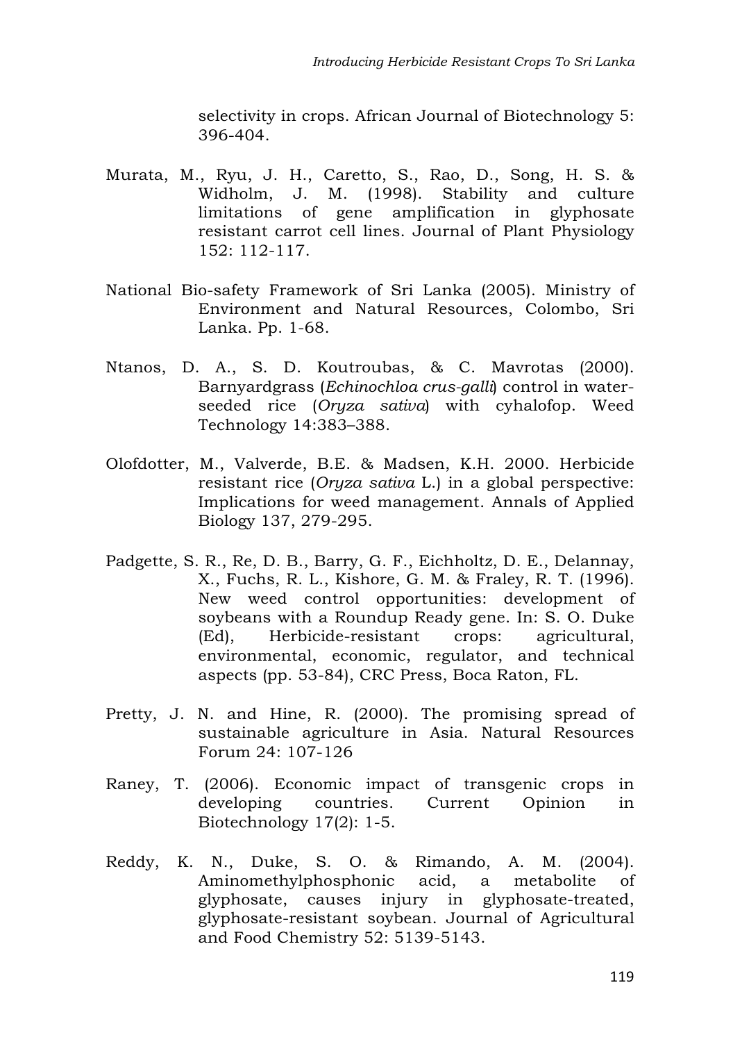selectivity in crops. African Journal of Biotechnology 5: 396-404.

Murata, M., Ryu, J. H., Caretto, S., Rao, D., Song, H. S. & Widholm, J. M. (1998). Stability and culture limitations of gene amplification in glyphosate resistant carrot cell lines. Journal of Plant Physiology 152: 112-117.

National Bio-safety Framework of Sri Lanka (2005). Ministry of Environment and Natural Resources, Colombo, Sri Lanka. Pp. 1-68.

Ntanos, D. A., S. D. Koutroubas, & C. Mavrotas (2000). Barnyardgrass (*Echinochloa crus-galli*) control in water-seeded rice (*Oryza sativa*) with cyhalofop. Weed Technology 14:383–388.

Olofdotter, M., Valverde, B.E. & Madsen, K.H. 2000. Herbicide resistant rice (*Oryza sativa* L.) in a global perspective: Implications for weed management. Annals of Applied Biology 137, 279-295.

Padgette, S. R., Re, D. B., Barry, G. F., Eichholtz, D. E., Delannay, X., Fuchs, R. L., Kishore, G. M. & Fraley, R. T. (1996). New weed control opportunities: development of soybeans with a Roundup Ready gene. In: S. O. Duke (Ed), Herbicide-resistant crops: agricultural, environmental, economic, regulator, and technical aspects (pp. 53-84), CRC Press, Boca Raton, FL.

Pretty, J. N. and Hine, R. (2000). The promising spread of sustainable agriculture in Asia. Natural Resources Forum 24: 107-126

Raney, T. (2006). Economic impact of transgenic crops in developing countries. Current Opinion in Biotechnology 17(2): 1-5.

Reddy, K. N., Duke, S. O. & Rimando, A. M. (2004). Aminomethylphosphonic acid, a metabolite of glyphosate, causes injury in glyphosate-treated, glyphosate-resistant soybean. Journal of Agricultural and Food Chemistry 52: 5139-5143.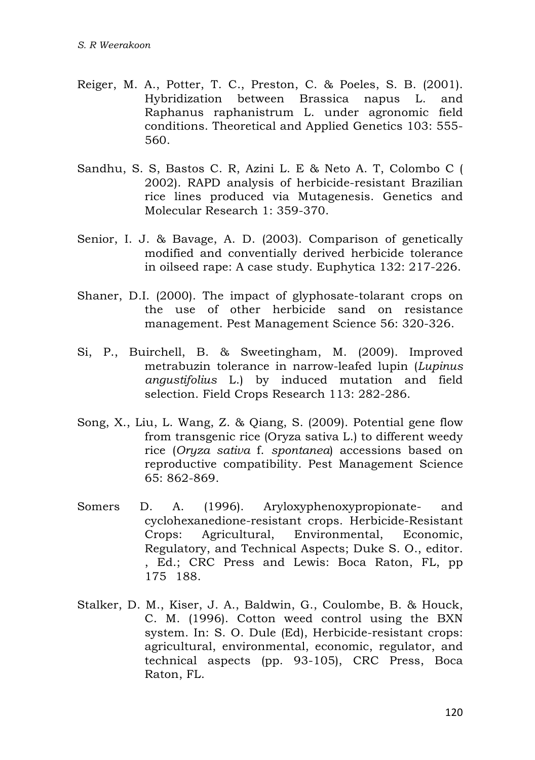Reiger, M. A., Potter, T. C., Preston, C. & Poeles, S. B. (2001). Hybridization between Brassica napus L. and Raphanus raphanistrum L. under agronomic field conditions. Theoretical and Applied Genetics 103: 555-560.

Sandhu, S. S, Bastos C. R, Azini L. E & Neto A. T, Colombo C ( 2002). RAPD analysis of herbicide-resistant Brazilian rice lines produced via Mutagenesis. Genetics and Molecular Research 1: 359-370.

Senior, I. J. & Bavage, A. D. (2003). Comparison of genetically modified and conventially derived herbicide tolerance in oilseed rape: A case study. Euphytica 132: 217-226.

Shaner, D.I. (2000). The impact of glyphosate-tolarant crops on the use of other herbicide sand on resistance management. Pest Management Science 56: 320-326.

Si, P., Buirchell, B. & Sweetingham, M. (2009). Improved metrabuzin tolerance in narrow-leafed lupin (*Lupinus angustifolius* L.) by induced mutation and field selection. Field Crops Research 113: 282-286.

Song, X., Liu, L. Wang, Z. & Qiang, S. (2009). Potential gene flow from transgenic rice (Oryza sativa L.) to different weedy rice (*Oryza sativa* f. *spontanea*) accessions based on reproductive compatibility. Pest Management Science 65: 862-869.

Somers D. A. (1996). Aryloxyphenoxypropionate- and cyclohexanedione-resistant crops. Herbicide-Resistant Crops: Agricultural, Environmental, Economic, Regulatory, and Technical Aspects; Duke S. O., editor. , Ed.; CRC Press and Lewis: Boca Raton, FL, pp 175 188.

Stalker, D. M., Kiser, J. A., Baldwin, G., Coulombe, B. & Houck, C. M. (1996). Cotton weed control using the BXN system. In: S. O. Dule (Ed), Herbicide-resistant crops: agricultural, environmental, economic, regulator, and technical aspects (pp. 93-105), CRC Press, Boca Raton, FL.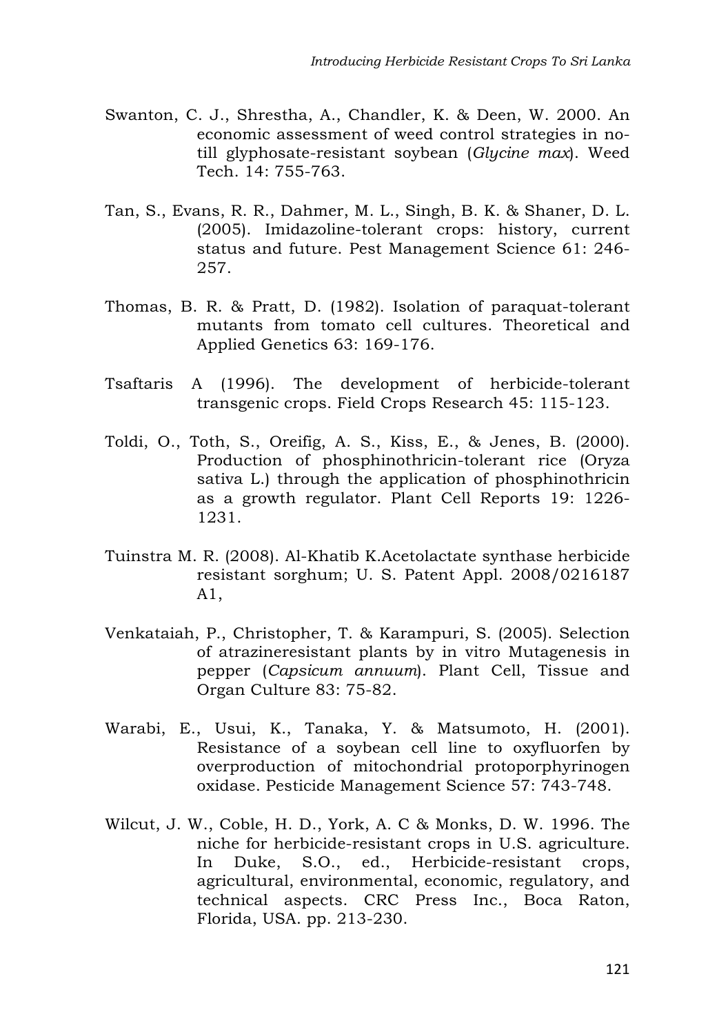Swanton, C. J., Shrestha, A., Chandler, K. & Deen, W. 2000. An economic assessment of weed control strategies in no-till glyphosate-resistant soybean (*Glycine max*). Weed Tech. 14: 755-763.

Tan, S., Evans, R. R., Dahmer, M. L., Singh, B. K. & Shaner, D. L. (2005). Imidazoline-tolerant crops: history, current status and future. Pest Management Science 61: 246-257.

Thomas, B. R. & Pratt, D. (1982). Isolation of paraquat-tolerant mutants from tomato cell cultures. Theoretical and Applied Genetics 63: 169-176.

Tsaftaris A (1996). The development of herbicide-tolerant transgenic crops. Field Crops Research 45: 115-123.

Toldi, O., Toth, S., Oreifig, A. S., Kiss, E., & Jenes, B. (2000). Production of phosphinothricin-tolerant rice (Oryza sativa L.) through the application of phosphinothricin as a growth regulator. Plant Cell Reports 19: 1226-1231.

Tuinstra M. R. (2008). Al-Khatib K.Acetolactate synthase herbicide resistant sorghum; U. S. Patent Appl. 2008/0216187 A1,

Venkataiah, P., Christopher, T. & Karampuri, S. (2005). Selection of atrazineresistant plants by in vitro Mutagenesis in pepper (*Capsicum annuum*). Plant Cell, Tissue and Organ Culture 83: 75-82.

Warabi, E., Usui, K., Tanaka, Y. & Matsumoto, H. (2001). Resistance of a soybean cell line to oxyfluorfen by overproduction of mitochondrial protoporphyrinogen oxidase. Pesticide Management Science 57: 743-748.

Wilcut, J. W., Coble, H. D., York, A. C & Monks, D. W. 1996. The niche for herbicide-resistant crops in U.S. agriculture. In Duke, S.O., ed., Herbicide-resistant crops, agricultural, environmental, economic, regulatory, and technical aspects. CRC Press Inc., Boca Raton, Florida, USA. pp. 213-230.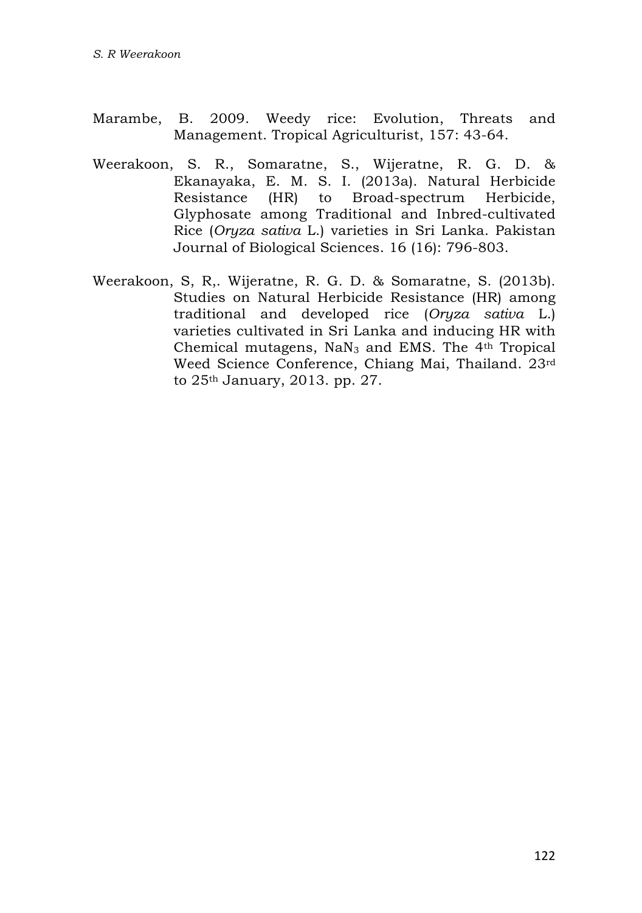Marambe, B. 2009. Weedy rice: Evolution, Threats and Management. Tropical Agriculturist, 157: 43-64.

Weerakoon, S. R., Somaratne, S., Wijeratne, R. G. D. & Ekanayaka, E. M. S. I. (2013a). Natural Herbicide Resistance (HR) to Broad-spectrum Herbicide, Glyphosate among Traditional and Inbred-cultivated Rice (*Oryza sativa* L.) varieties in Sri Lanka. Pakistan Journal of Biological Sciences. 16 (16): 796-803.

Weerakoon, S, R,. Wijeratne, R. G. D. & Somaratne, S. (2013b). Studies on Natural Herbicide Resistance (HR) among traditional and developed rice (*Oryza sativa* L.) varieties cultivated in Sri Lanka and inducing HR with Chemical mutagens, $NaN_3$ and EMS. The 4th Tropical Weed Science Conference, Chiang Mai, Thailand. 23rd to 25th January, 2013. pp. 27.